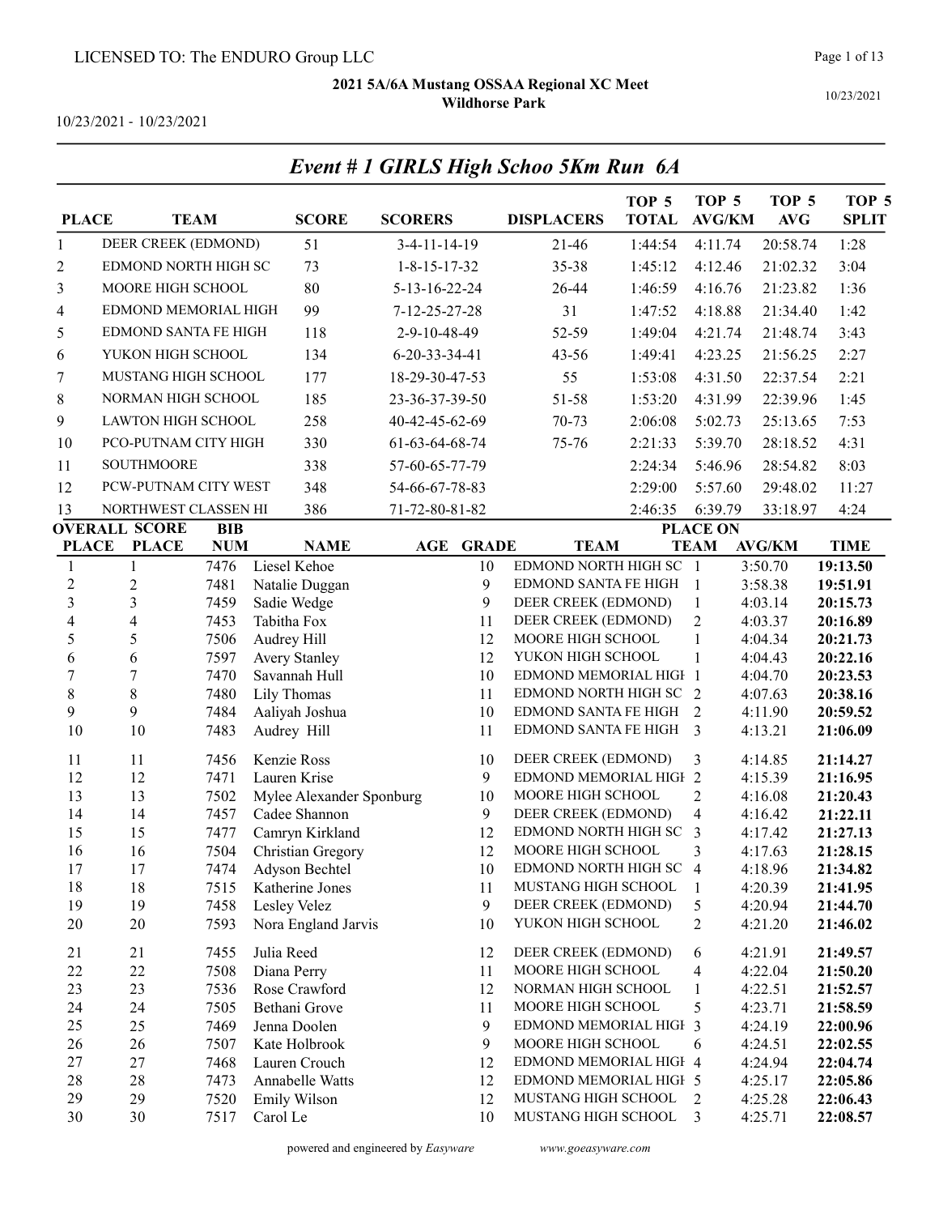LICENSED TO: The ENDURO Group LLC

**2021 5A/6A Mustang OSSAA Regional XC Meet**
**Wildhorse Park**

10/23/2021 - 10/23/2021

## *Event # 1 GIRLS High Schoo 5Km Run 6A*

| PLACE | TEAM | SCORE | SCORERS | DISPLACERS | TOP 5 TOTAL | TOP 5 AVG/KM | TOP 5 AVG | TOP 5 SPLIT |
|---|---|---|---|---|---|---|---|---|
| 1 | DEER CREEK (EDMOND) | 51 | 3-4-11-14-19 | 21-46 | 1:44:54 | 4:11.74 | 20:58.74 | 1:28 |
| 2 | EDMOND NORTH HIGH SC | 73 | 1-8-15-17-32 | 35-38 | 1:45:12 | 4:12.46 | 21:02.32 | 3:04 |
| 3 | MOORE HIGH SCHOOL | 80 | 5-13-16-22-24 | 26-44 | 1:46:59 | 4:16.76 | 21:23.82 | 1:36 |
| 4 | EDMOND MEMORIAL HIGH | 99 | 7-12-25-27-28 | 31 | 1:47:52 | 4:18.88 | 21:34.40 | 1:42 |
| 5 | EDMOND SANTA FE HIGH | 118 | 2-9-10-48-49 | 52-59 | 1:49:04 | 4:21.74 | 21:48.74 | 3:43 |
| 6 | YUKON HIGH SCHOOL | 134 | 6-20-33-34-41 | 43-56 | 1:49:41 | 4:23.25 | 21:56.25 | 2:27 |
| 7 | MUSTANG HIGH SCHOOL | 177 | 18-29-30-47-53 | 55 | 1:53:08 | 4:31.50 | 22:37.54 | 2:21 |
| 8 | NORMAN HIGH SCHOOL | 185 | 23-36-37-39-50 | 51-58 | 1:53:20 | 4:31.99 | 22:39.96 | 1:45 |
| 9 | LAWTON HIGH SCHOOL | 258 | 40-42-45-62-69 | 70-73 | 2:06:08 | 5:02.73 | 25:13.65 | 7:53 |
| 10 | PCO-PUTNAM CITY HIGH | 330 | 61-63-64-68-74 | 75-76 | 2:21:33 | 5:39.70 | 28:18.52 | 4:31 |
| 11 | SOUTHMOORE | 338 | 57-60-65-77-79 | | 2:24:34 | 5:46.96 | 28:54.82 | 8:03 |
| 12 | PCW-PUTNAM CITY WEST | 348 | 54-66-67-78-83 | | 2:29:00 | 5:57.60 | 29:48.02 | 11:27 |
| 13 | NORTHWEST CLASSEN HI | 386 | 71-72-80-81-82 | | 2:46:35 | 6:39.79 | 33:18.97 | 4:24 |

| OVERALL PLACE | SCORE PLACE | BIB NUM | NAME | AGE | GRADE | TEAM | PLACE ON TEAM | AVG/KM | TIME |
|---|---|---|---|---|---|---|---|---|---|
| 1 | 1 | 7476 | Liesel Kehoe | | 10 | EDMOND NORTH HIGH SC | 1 | 3:50.70 | **19:13.50** |
| 2 | 2 | 7481 | Natalie Duggan | | 9 | EDMOND SANTA FE HIGH | 1 | 3:58.38 | **19:51.91** |
| 3 | 3 | 7459 | Sadie Wedge | | 9 | DEER CREEK (EDMOND) | 1 | 4:03.14 | **20:15.73** |
| 4 | 4 | 7453 | Tabitha Fox | | 11 | DEER CREEK (EDMOND) | 2 | 4:03.37 | **20:16.89** |
| 5 | 5 | 7506 | Audrey Hill | | 12 | MOORE HIGH SCHOOL | 1 | 4:04.34 | **20:21.73** |
| 6 | 6 | 7597 | Avery Stanley | | 12 | YUKON HIGH SCHOOL | 1 | 4:04.43 | **20:22.16** |
| 7 | 7 | 7470 | Savannah Hull | | 10 | EDMOND MEMORIAL HIGH | 1 | 4:04.70 | **20:23.53** |
| 8 | 8 | 7480 | Lily Thomas | | 11 | EDMOND NORTH HIGH SC | 2 | 4:07.63 | **20:38.16** |
| 9 | 9 | 7484 | Aaliyah Joshua | | 10 | EDMOND SANTA FE HIGH | 2 | 4:11.90 | **20:59.52** |
| 10 | 10 | 7483 | Audrey Hill | | 11 | EDMOND SANTA FE HIGH | 3 | 4:13.21 | **21:06.09** |
| 11 | 11 | 7456 | Kenzie Ross | | 10 | DEER CREEK (EDMOND) | 3 | 4:14.85 | **21:14.27** |
| 12 | 12 | 7471 | Lauren Krise | | 9 | EDMOND MEMORIAL HIGH | 2 | 4:15.39 | **21:16.95** |
| 13 | 13 | 7502 | Mylee Alexander Sponburg | | 10 | MOORE HIGH SCHOOL | 2 | 4:16.08 | **21:20.43** |
| 14 | 14 | 7457 | Cadee Shannon | | 9 | DEER CREEK (EDMOND) | 4 | 4:16.42 | **21:22.11** |
| 15 | 15 | 7477 | Camryn Kirkland | | 12 | EDMOND NORTH HIGH SC | 3 | 4:17.42 | **21:27.13** |
| 16 | 16 | 7504 | Christian Gregory | | 12 | MOORE HIGH SCHOOL | 3 | 4:17.63 | **21:28.15** |
| 17 | 17 | 7474 | Adyson Bechtel | | 10 | EDMOND NORTH HIGH SC | 4 | 4:18.96 | **21:34.82** |
| 18 | 18 | 7515 | Katherine Jones | | 11 | MUSTANG HIGH SCHOOL | 1 | 4:20.39 | **21:41.95** |
| 19 | 19 | 7458 | Lesley Velez | | 9 | DEER CREEK (EDMOND) | 5 | 4:20.94 | **21:44.70** |
| 20 | 20 | 7593 | Nora England Jarvis | | 10 | YUKON HIGH SCHOOL | 2 | 4:21.20 | **21:46.02** |
| 21 | 21 | 7455 | Julia Reed | | 12 | DEER CREEK (EDMOND) | 6 | 4:21.91 | **21:49.57** |
| 22 | 22 | 7508 | Diana Perry | | 11 | MOORE HIGH SCHOOL | 4 | 4:22.04 | **21:50.20** |
| 23 | 23 | 7536 | Rose Crawford | | 12 | NORMAN HIGH SCHOOL | 1 | 4:22.51 | **21:52.57** |
| 24 | 24 | 7505 | Bethani Grove | | 11 | MOORE HIGH SCHOOL | 5 | 4:23.71 | **21:58.59** |
| 25 | 25 | 7469 | Jenna Doolen | | 9 | EDMOND MEMORIAL HIGH | 3 | 4:24.19 | **22:00.96** |
| 26 | 26 | 7507 | Kate Holbrook | | 9 | MOORE HIGH SCHOOL | 6 | 4:24.51 | **22:02.55** |
| 27 | 27 | 7468 | Lauren Crouch | | 12 | EDMOND MEMORIAL HIGH | 4 | 4:24.94 | **22:04.74** |
| 28 | 28 | 7473 | Annabelle Watts | | 12 | EDMOND MEMORIAL HIGH | 5 | 4:25.17 | **22:05.86** |
| 29 | 29 | 7520 | Emily Wilson | | 12 | MUSTANG HIGH SCHOOL | 2 | 4:25.28 | **22:06.43** |
| 30 | 30 | 7517 | Carol Le | | 10 | MUSTANG HIGH SCHOOL | 3 | 4:25.71 | **22:08.57** |

powered and engineered by *Easyware* www.goeasyware.com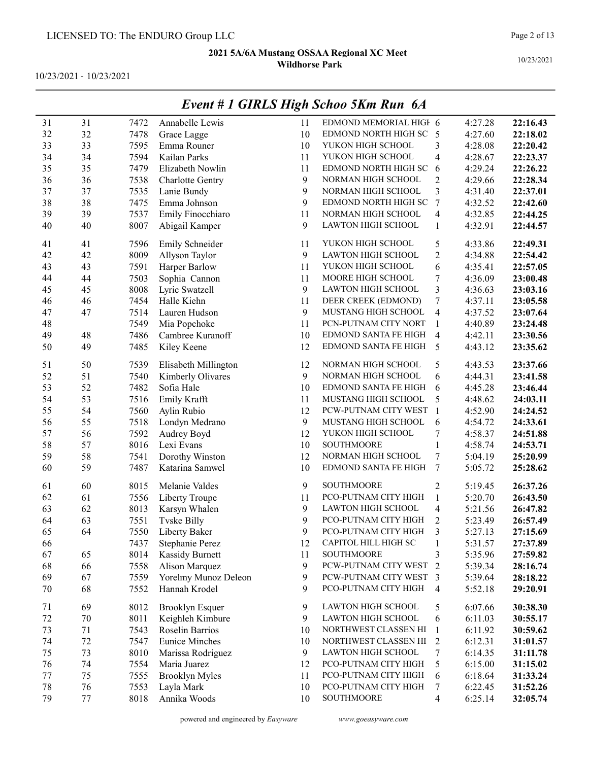LICENSED TO: The ENDURO Group LLC

**2021 5A/6A Mustang OSSAA Regional XC Meet**
**Wildhorse Park**

10/23/2021 - 10/23/2021

## *Event # 1 GIRLS High Schoo 5Km Run 6A*

| | | | | | | | | |
|---|---|---|---|---|---|---|---|---|
| 31 | 31 | 7472 | Annabelle Lewis | 11 | EDMOND MEMORIAL HIGH | 6 | 4:27.28 | **22:16.43** |
| 32 | 32 | 7478 | Grace Lagge | 10 | EDMOND NORTH HIGH SC | 5 | 4:27.60 | **22:18.02** |
| 33 | 33 | 7595 | Emma Rouner | 10 | YUKON HIGH SCHOOL | 3 | 4:28.08 | **22:20.42** |
| 34 | 34 | 7594 | Kailan Parks | 11 | YUKON HIGH SCHOOL | 4 | 4:28.67 | **22:23.37** |
| 35 | 35 | 7479 | Elizabeth Nowlin | 11 | EDMOND NORTH HIGH SC | 6 | 4:29.24 | **22:26.22** |
| 36 | 36 | 7538 | Charlotte Gentry | 9 | NORMAN HIGH SCHOOL | 2 | 4:29.66 | **22:28.34** |
| 37 | 37 | 7535 | Lanie Bundy | 9 | NORMAN HIGH SCHOOL | 3 | 4:31.40 | **22:37.01** |
| 38 | 38 | 7475 | Emma Johnson | 9 | EDMOND NORTH HIGH SC | 7 | 4:32.52 | **22:42.60** |
| 39 | 39 | 7537 | Emily Finocchiaro | 11 | NORMAN HIGH SCHOOL | 4 | 4:32.85 | **22:44.25** |
| 40 | 40 | 8007 | Abigail Kamper | 9 | LAWTON HIGH SCHOOL | 1 | 4:32.91 | **22:44.57** |
| 41 | 41 | 7596 | Emily Schneider | 11 | YUKON HIGH SCHOOL | 5 | 4:33.86 | **22:49.31** |
| 42 | 42 | 8009 | Allyson Taylor | 9 | LAWTON HIGH SCHOOL | 2 | 4:34.88 | **22:54.42** |
| 43 | 43 | 7591 | Harper Barlow | 11 | YUKON HIGH SCHOOL | 6 | 4:35.41 | **22:57.05** |
| 44 | 44 | 7503 | Sophia Cannon | 11 | MOORE HIGH SCHOOL | 7 | 4:36.09 | **23:00.48** |
| 45 | 45 | 8008 | Lyric Swatzell | 9 | LAWTON HIGH SCHOOL | 3 | 4:36.63 | **23:03.16** |
| 46 | 46 | 7454 | Halle Kiehn | 11 | DEER CREEK (EDMOND) | 7 | 4:37.11 | **23:05.58** |
| 47 | 47 | 7514 | Lauren Hudson | 9 | MUSTANG HIGH SCHOOL | 4 | 4:37.52 | **23:07.64** |
| 48 | | 7549 | Mia Popchoke | 11 | PCN-PUTNAM CITY NORT | 1 | 4:40.89 | **23:24.48** |
| 49 | 48 | 7486 | Cambree Kuranoff | 10 | EDMOND SANTA FE HIGH | 4 | 4:42.11 | **23:30.56** |
| 50 | 49 | 7485 | Kiley Keene | 12 | EDMOND SANTA FE HIGH | 5 | 4:43.12 | **23:35.62** |
| 51 | 50 | 7539 | Elisabeth Millington | 12 | NORMAN HIGH SCHOOL | 5 | 4:43.53 | **23:37.66** |
| 52 | 51 | 7540 | Kimberly Olivares | 9 | NORMAN HIGH SCHOOL | 6 | 4:44.31 | **23:41.58** |
| 53 | 52 | 7482 | Sofia Hale | 10 | EDMOND SANTA FE HIGH | 6 | 4:45.28 | **23:46.44** |
| 54 | 53 | 7516 | Emily Krafft | 11 | MUSTANG HIGH SCHOOL | 5 | 4:48.62 | **24:03.11** |
| 55 | 54 | 7560 | Aylin Rubio | 12 | PCW-PUTNAM CITY WEST | 1 | 4:52.90 | **24:24.52** |
| 56 | 55 | 7518 | Londyn Medrano | 9 | MUSTANG HIGH SCHOOL | 6 | 4:54.72 | **24:33.61** |
| 57 | 56 | 7592 | Audrey Boyd | 12 | YUKON HIGH SCHOOL | 7 | 4:58.37 | **24:51.88** |
| 58 | 57 | 8016 | Lexi Evans | 10 | SOUTHMOORE | 1 | 4:58.74 | **24:53.71** |
| 59 | 58 | 7541 | Dorothy Winston | 12 | NORMAN HIGH SCHOOL | 7 | 5:04.19 | **25:20.99** |
| 60 | 59 | 7487 | Katarina Samwel | 10 | EDMOND SANTA FE HIGH | 7 | 5:05.72 | **25:28.62** |
| 61 | 60 | 8015 | Melanie Valdes | 9 | SOUTHMOORE | 2 | 5:19.45 | **26:37.26** |
| 62 | 61 | 7556 | Liberty Troupe | 11 | PCO-PUTNAM CITY HIGH | 1 | 5:20.70 | **26:43.50** |
| 63 | 62 | 8013 | Karsyn Whalen | 9 | LAWTON HIGH SCHOOL | 4 | 5:21.56 | **26:47.82** |
| 64 | 63 | 7551 | Tvske Billy | 9 | PCO-PUTNAM CITY HIGH | 2 | 5:23.49 | **26:57.49** |
| 65 | 64 | 7550 | Liberty Baker | 9 | PCO-PUTNAM CITY HIGH | 3 | 5:27.13 | **27:15.69** |
| 66 | | 7437 | Stephanie Perez | 12 | CAPITOL HILL HIGH SC | 1 | 5:31.57 | **27:37.89** |
| 67 | 65 | 8014 | Kassidy Burnett | 11 | SOUTHMOORE | 3 | 5:35.96 | **27:59.82** |
| 68 | 66 | 7558 | Alison Marquez | 9 | PCW-PUTNAM CITY WEST | 2 | 5:39.34 | **28:16.74** |
| 69 | 67 | 7559 | Yorelmy Munoz Deleon | 9 | PCW-PUTNAM CITY WEST | 3 | 5:39.64 | **28:18.22** |
| 70 | 68 | 7552 | Hannah Krodel | 9 | PCO-PUTNAM CITY HIGH | 4 | 5:52.18 | **29:20.91** |
| 71 | 69 | 8012 | Brooklyn Esquer | 9 | LAWTON HIGH SCHOOL | 5 | 6:07.66 | **30:38.30** |
| 72 | 70 | 8011 | Keighleh Kimbure | 9 | LAWTON HIGH SCHOOL | 6 | 6:11.03 | **30:55.17** |
| 73 | 71 | 7543 | Roselin Barrios | 10 | NORTHWEST CLASSEN HI | 1 | 6:11.92 | **30:59.62** |
| 74 | 72 | 7547 | Eunice Minches | 10 | NORTHWEST CLASSEN HI | 2 | 6:12.31 | **31:01.57** |
| 75 | 73 | 8010 | Marissa Rodriguez | 9 | LAWTON HIGH SCHOOL | 7 | 6:14.35 | **31:11.78** |
| 76 | 74 | 7554 | Maria Juarez | 12 | PCO-PUTNAM CITY HIGH | 5 | 6:15.00 | **31:15.02** |
| 77 | 75 | 7555 | Brooklyn Myles | 11 | PCO-PUTNAM CITY HIGH | 6 | 6:18.64 | **31:33.24** |
| 78 | 76 | 7553 | Layla Mark | 10 | PCO-PUTNAM CITY HIGH | 7 | 6:22.45 | **31:52.26** |
| 79 | 77 | 8018 | Annika Woods | 10 | SOUTHMOORE | 4 | 6:25.14 | **32:05.74** |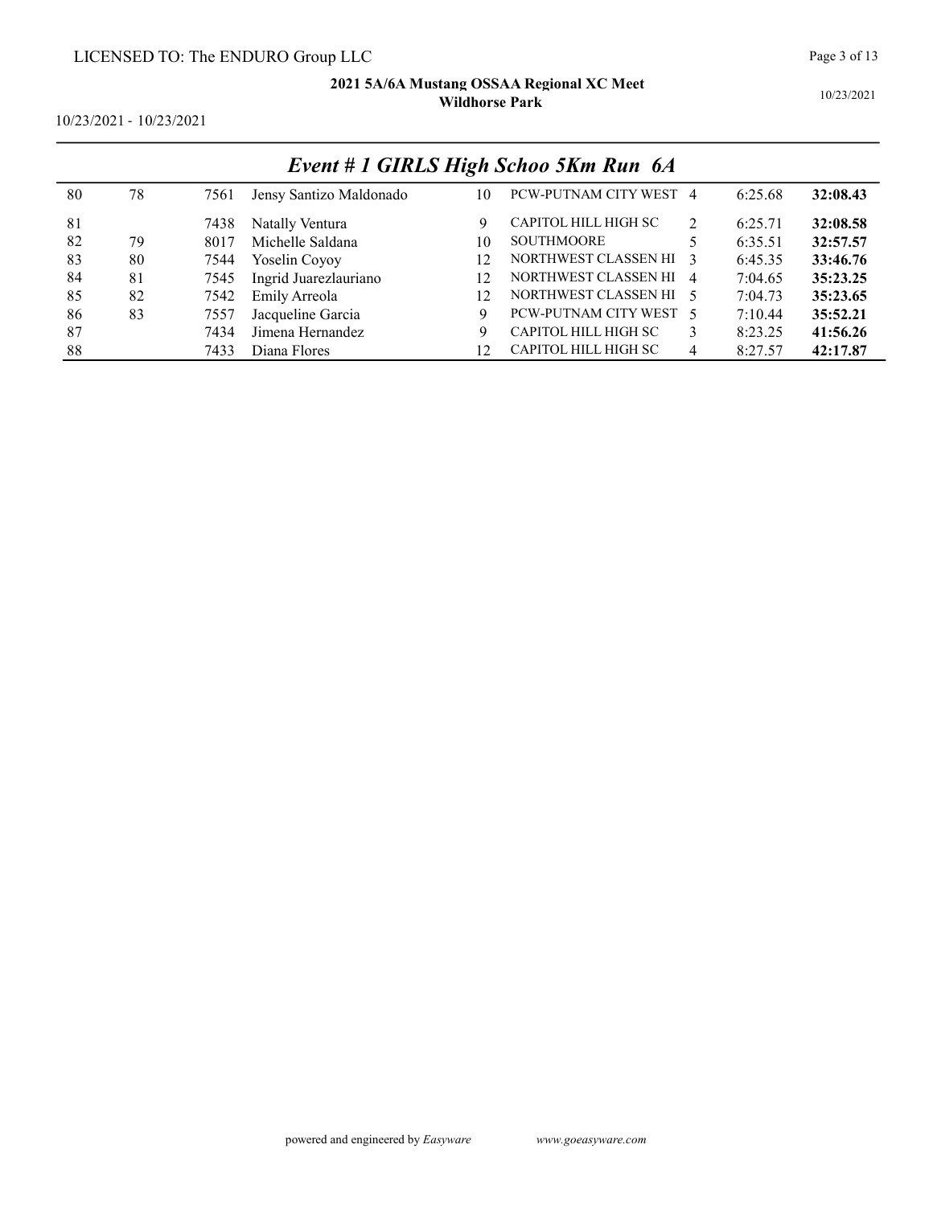## Event # 1 GIRLS High Schoo 5Km Run 6A

| | | | | | | | | |
|---|---|---|---|---|---|---|---|---|
| 80 | 78 | 7561 | Jensy Santizo Maldonado | 10 | PCW-PUTNAM CITY WEST | 4 | 6:25.68 | **32:08.43** |
| 81 | | 7438 | Natally Ventura | 9 | CAPITOL HILL HIGH SC | 2 | 6:25.71 | **32:08.58** |
| 82 | 79 | 8017 | Michelle Saldana | 10 | SOUTHMOORE | 5 | 6:35.51 | **32:57.57** |
| 83 | 80 | 7544 | Yoselin Coyoy | 12 | NORTHWEST CLASSEN HI | 3 | 6:45.35 | **33:46.76** |
| 84 | 81 | 7545 | Ingrid Juarezlauriano | 12 | NORTHWEST CLASSEN HI | 4 | 7:04.65 | **35:23.25** |
| 85 | 82 | 7542 | Emily Arreola | 12 | NORTHWEST CLASSEN HI | 5 | 7:04.73 | **35:23.65** |
| 86 | 83 | 7557 | Jacqueline Garcia | 9 | PCW-PUTNAM CITY WEST | 5 | 7:10.44 | **35:52.21** |
| 87 | | 7434 | Jimena Hernandez | 9 | CAPITOL HILL HIGH SC | 3 | 8:23.25 | **41:56.26** |
| 88 | | 7433 | Diana Flores | 12 | CAPITOL HILL HIGH SC | 4 | 8:27.57 | **42:17.87** |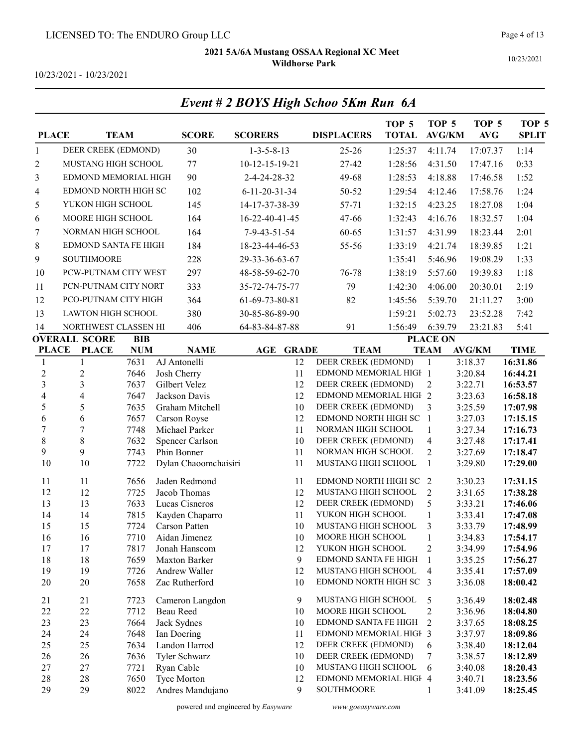LICENSED TO: The ENDURO Group LLC

**2021 5A/6A Mustang OSSAA Regional XC Meet**
**Wildhorse Park**

10/23/2021 - 10/23/2021

## *Event # 2 BOYS High Schoo 5Km Run 6A*

| PLACE | TEAM | SCORE | SCORERS | DISPLACERS | TOP 5 TOTAL | TOP 5 AVG/KM | TOP 5 AVG | TOP 5 SPLIT |
|---|---|---|---|---|---|---|---|---|
| 1 | DEER CREEK (EDMOND) | 30 | 1-3-5-8-13 | 25-26 | 1:25:37 | 4:11.74 | 17:07.37 | 1:14 |
| 2 | MUSTANG HIGH SCHOOL | 77 | 10-12-15-19-21 | 27-42 | 1:28:56 | 4:31.50 | 17:47.16 | 0:33 |
| 3 | EDMOND MEMORIAL HIGH | 90 | 2-4-24-28-32 | 49-68 | 1:28:53 | 4:18.88 | 17:46.58 | 1:52 |
| 4 | EDMOND NORTH HIGH SC | 102 | 6-11-20-31-34 | 50-52 | 1:29:54 | 4:12.46 | 17:58.76 | 1:24 |
| 5 | YUKON HIGH SCHOOL | 145 | 14-17-37-38-39 | 57-71 | 1:32:15 | 4:23.25 | 18:27.08 | 1:04 |
| 6 | MOORE HIGH SCHOOL | 164 | 16-22-40-41-45 | 47-66 | 1:32:43 | 4:16.76 | 18:32.57 | 1:04 |
| 7 | NORMAN HIGH SCHOOL | 164 | 7-9-43-51-54 | 60-65 | 1:31:57 | 4:31.99 | 18:23.44 | 2:01 |
| 8 | EDMOND SANTA FE HIGH | 184 | 18-23-44-46-53 | 55-56 | 1:33:19 | 4:21.74 | 18:39.85 | 1:21 |
| 9 | SOUTHMOORE | 228 | 29-33-36-63-67 | | 1:35:41 | 5:46.96 | 19:08.29 | 1:33 |
| 10 | PCW-PUTNAM CITY WEST | 297 | 48-58-59-62-70 | 76-78 | 1:38:19 | 5:57.60 | 19:39.83 | 1:18 |
| 11 | PCN-PUTNAM CITY NORT | 333 | 35-72-74-75-77 | 79 | 1:42:30 | 4:06.00 | 20:30.01 | 2:19 |
| 12 | PCO-PUTNAM CITY HIGH | 364 | 61-69-73-80-81 | 82 | 1:45:56 | 5:39.70 | 21:11.27 | 3:00 |
| 13 | LAWTON HIGH SCHOOL | 380 | 30-85-86-89-90 | | 1:59:21 | 5:02.73 | 23:52.28 | 7:42 |
| 14 | NORTHWEST CLASSEN HI | 406 | 64-83-84-87-88 | 91 | 1:56:49 | 6:39.79 | 23:21.83 | 5:41 |

| OVERALL PLACE | SCORE PLACE | BIB NUM | NAME | AGE | GRADE | TEAM | PLACE ON TEAM | AVG/KM | TIME |
|---|---|---|---|---|---|---|---|---|---|
| 1 | 1 | 7631 | AJ Antonelli | | 12 | DEER CREEK (EDMOND) | 1 | 3:18.37 | **16:31.86** |
| 2 | 2 | 7646 | Josh Cherry | | 11 | EDMOND MEMORIAL HIGH | 1 | 3:20.84 | **16:44.21** |
| 3 | 3 | 7637 | Gilbert Velez | | 12 | DEER CREEK (EDMOND) | 2 | 3:22.71 | **16:53.57** |
| 4 | 4 | 7647 | Jackson Davis | | 12 | EDMOND MEMORIAL HIGH | 2 | 3:23.63 | **16:58.18** |
| 5 | 5 | 7635 | Graham Mitchell | | 10 | DEER CREEK (EDMOND) | 3 | 3:25.59 | **17:07.98** |
| 6 | 6 | 7657 | Carson Royse | | 12 | EDMOND NORTH HIGH SC | 1 | 3:27.03 | **17:15.15** |
| 7 | 7 | 7748 | Michael Parker | | 11 | NORMAN HIGH SCHOOL | 1 | 3:27.34 | **17:16.73** |
| 8 | 8 | 7632 | Spencer Carlson | | 10 | DEER CREEK (EDMOND) | 4 | 3:27.48 | **17:17.41** |
| 9 | 9 | 7743 | Phin Bonner | | 11 | NORMAN HIGH SCHOOL | 2 | 3:27.69 | **17:18.47** |
| 10 | 10 | 7722 | Dylan Chaoomchaisiri | | 11 | MUSTANG HIGH SCHOOL | 1 | 3:29.80 | **17:29.00** |
| 11 | 11 | 7656 | Jaden Redmond | | 11 | EDMOND NORTH HIGH SC | 2 | 3:30.23 | **17:31.15** |
| 12 | 12 | 7725 | Jacob Thomas | | 12 | MUSTANG HIGH SCHOOL | 2 | 3:31.65 | **17:38.28** |
| 13 | 13 | 7633 | Lucas Cisneros | | 12 | DEER CREEK (EDMOND) | 5 | 3:33.21 | **17:46.06** |
| 14 | 14 | 7815 | Kayden Chaparro | | 11 | YUKON HIGH SCHOOL | 1 | 3:33.41 | **17:47.08** |
| 15 | 15 | 7724 | Carson Patten | | 10 | MUSTANG HIGH SCHOOL | 3 | 3:33.79 | **17:48.99** |
| 16 | 16 | 7710 | Aidan Jimenez | | 10 | MOORE HIGH SCHOOL | 1 | 3:34.83 | **17:54.17** |
| 17 | 17 | 7817 | Jonah Hanscom | | 12 | YUKON HIGH SCHOOL | 2 | 3:34.99 | **17:54.96** |
| 18 | 18 | 7659 | Maxton Barker | | 9 | EDMOND SANTA FE HIGH | 1 | 3:35.25 | **17:56.27** |
| 19 | 19 | 7726 | Andrew Waller | | 12 | MUSTANG HIGH SCHOOL | 4 | 3:35.41 | **17:57.09** |
| 20 | 20 | 7658 | Zac Rutherford | | 10 | EDMOND NORTH HIGH SC | 3 | 3:36.08 | **18:00.42** |
| 21 | 21 | 7723 | Cameron Langdon | | 9 | MUSTANG HIGH SCHOOL | 5 | 3:36.49 | **18:02.48** |
| 22 | 22 | 7712 | Beau Reed | | 10 | MOORE HIGH SCHOOL | 2 | 3:36.96 | **18:04.80** |
| 23 | 23 | 7664 | Jack Sydnes | | 10 | EDMOND SANTA FE HIGH | 2 | 3:37.65 | **18:08.25** |
| 24 | 24 | 7648 | Ian Doering | | 11 | EDMOND MEMORIAL HIGH | 3 | 3:37.97 | **18:09.86** |
| 25 | 25 | 7634 | Landon Harrod | | 12 | DEER CREEK (EDMOND) | 6 | 3:38.40 | **18:12.04** |
| 26 | 26 | 7636 | Tyler Schwarz | | 10 | DEER CREEK (EDMOND) | 7 | 3:38.57 | **18:12.89** |
| 27 | 27 | 7721 | Ryan Cable | | 10 | MUSTANG HIGH SCHOOL | 6 | 3:40.08 | **18:20.43** |
| 28 | 28 | 7650 | Tyce Morton | | 12 | EDMOND MEMORIAL HIGH | 4 | 3:40.71 | **18:23.56** |
| 29 | 29 | 8022 | Andres Mandujano | | 9 | SOUTHMOORE | 1 | 3:41.09 | **18:25.45** |

powered and engineered by *Easyware* www.goeasyware.com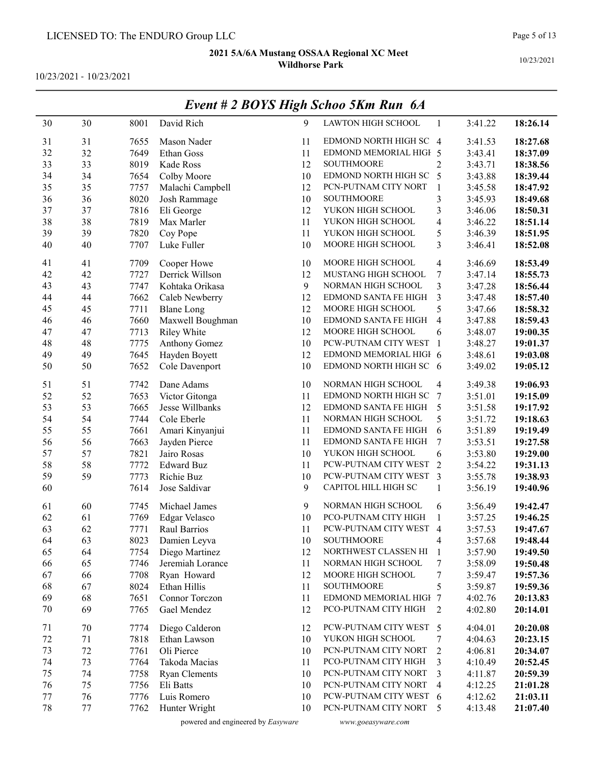LICENSED TO: The ENDURO Group LLC

**2021 5A/6A Mustang OSSAA Regional XC Meet**
**Wildhorse Park**

10/23/2021 - 10/23/2021

10/23/2021

## *Event # 2 BOYS High Schoo 5Km Run 6A*

| | | | | | | | | |
|---|---|---|---|---|---|---|---|---|
| 30 | 30 | 8001 | David Rich | 9 | LAWTON HIGH SCHOOL | 1 | 3:41.22 | **18:26.14** |
| 31 | 31 | 7655 | Mason Nader | 11 | EDMOND NORTH HIGH SC | 4 | 3:41.53 | **18:27.68** |
| 32 | 32 | 7649 | Ethan Goss | 11 | EDMOND MEMORIAL HIGH | 5 | 3:43.41 | **18:37.09** |
| 33 | 33 | 8019 | Kade Ross | 12 | SOUTHMOORE | 2 | 3:43.71 | **18:38.56** |
| 34 | 34 | 7654 | Colby Moore | 10 | EDMOND NORTH HIGH SC | 5 | 3:43.88 | **18:39.44** |
| 35 | 35 | 7757 | Malachi Campbell | 12 | PCN-PUTNAM CITY NORT | 1 | 3:45.58 | **18:47.92** |
| 36 | 36 | 8020 | Josh Rammage | 10 | SOUTHMOORE | 3 | 3:45.93 | **18:49.68** |
| 37 | 37 | 7816 | Eli George | 12 | YUKON HIGH SCHOOL | 3 | 3:46.06 | **18:50.31** |
| 38 | 38 | 7819 | Max Marler | 11 | YUKON HIGH SCHOOL | 4 | 3:46.22 | **18:51.14** |
| 39 | 39 | 7820 | Coy Pope | 11 | YUKON HIGH SCHOOL | 5 | 3:46.39 | **18:51.95** |
| 40 | 40 | 7707 | Luke Fuller | 10 | MOORE HIGH SCHOOL | 3 | 3:46.41 | **18:52.08** |
| 41 | 41 | 7709 | Cooper Howe | 10 | MOORE HIGH SCHOOL | 4 | 3:46.69 | **18:53.49** |
| 42 | 42 | 7727 | Derrick Willson | 12 | MUSTANG HIGH SCHOOL | 7 | 3:47.14 | **18:55.73** |
| 43 | 43 | 7747 | Kohtaka Orikasa | 9 | NORMAN HIGH SCHOOL | 3 | 3:47.28 | **18:56.44** |
| 44 | 44 | 7662 | Caleb Newberry | 12 | EDMOND SANTA FE HIGH | 3 | 3:47.48 | **18:57.40** |
| 45 | 45 | 7711 | Blane Long | 12 | MOORE HIGH SCHOOL | 5 | 3:47.66 | **18:58.32** |
| 46 | 46 | 7660 | Maxwell Boughman | 10 | EDMOND SANTA FE HIGH | 4 | 3:47.88 | **18:59.43** |
| 47 | 47 | 7713 | Riley White | 12 | MOORE HIGH SCHOOL | 6 | 3:48.07 | **19:00.35** |
| 48 | 48 | 7775 | Anthony Gomez | 10 | PCW-PUTNAM CITY WEST | 1 | 3:48.27 | **19:01.37** |
| 49 | 49 | 7645 | Hayden Boyett | 12 | EDMOND MEMORIAL HIGH | 6 | 3:48.61 | **19:03.08** |
| 50 | 50 | 7652 | Cole Davenport | 10 | EDMOND NORTH HIGH SC | 6 | 3:49.02 | **19:05.12** |
| 51 | 51 | 7742 | Dane Adams | 10 | NORMAN HIGH SCHOOL | 4 | 3:49.38 | **19:06.93** |
| 52 | 52 | 7653 | Victor Gitonga | 11 | EDMOND NORTH HIGH SC | 7 | 3:51.01 | **19:15.09** |
| 53 | 53 | 7665 | Jesse Willbanks | 12 | EDMOND SANTA FE HIGH | 5 | 3:51.58 | **19:17.92** |
| 54 | 54 | 7744 | Cole Eberle | 11 | NORMAN HIGH SCHOOL | 5 | 3:51.72 | **19:18.63** |
| 55 | 55 | 7661 | Amari Kinyanjui | 11 | EDMOND SANTA FE HIGH | 6 | 3:51.89 | **19:19.49** |
| 56 | 56 | 7663 | Jayden Pierce | 11 | EDMOND SANTA FE HIGH | 7 | 3:53.51 | **19:27.58** |
| 57 | 57 | 7821 | Jairo Rosas | 10 | YUKON HIGH SCHOOL | 6 | 3:53.80 | **19:29.00** |
| 58 | 58 | 7772 | Edward Buz | 11 | PCW-PUTNAM CITY WEST | 2 | 3:54.22 | **19:31.13** |
| 59 | 59 | 7773 | Richie Buz | 10 | PCW-PUTNAM CITY WEST | 3 | 3:55.78 | **19:38.93** |
| 60 | | 7614 | Jose Saldivar | 9 | CAPITOL HILL HIGH SC | 1 | 3:56.19 | **19:40.96** |
| 61 | 60 | 7745 | Michael James | 9 | NORMAN HIGH SCHOOL | 6 | 3:56.49 | **19:42.47** |
| 62 | 61 | 7769 | Edgar Velasco | 10 | PCO-PUTNAM CITY HIGH | 1 | 3:57.25 | **19:46.25** |
| 63 | 62 | 7771 | Raul Barrios | 11 | PCW-PUTNAM CITY WEST | 4 | 3:57.53 | **19:47.67** |
| 64 | 63 | 8023 | Damien Leyva | 10 | SOUTHMOORE | 4 | 3:57.68 | **19:48.44** |
| 65 | 64 | 7754 | Diego Martinez | 12 | NORTHWEST CLASSEN HI | 1 | 3:57.90 | **19:49.50** |
| 66 | 65 | 7746 | Jeremiah Lorance | 11 | NORMAN HIGH SCHOOL | 7 | 3:58.09 | **19:50.48** |
| 67 | 66 | 7708 | Ryan Howard | 12 | MOORE HIGH SCHOOL | 7 | 3:59.47 | **19:57.36** |
| 68 | 67 | 8024 | Ethan Hillis | 11 | SOUTHMOORE | 5 | 3:59.87 | **19:59.36** |
| 69 | 68 | 7651 | Connor Torczon | 11 | EDMOND MEMORIAL HIGH | 7 | 4:02.76 | **20:13.83** |
| 70 | 69 | 7765 | Gael Mendez | 12 | PCO-PUTNAM CITY HIGH | 2 | 4:02.80 | **20:14.01** |
| 71 | 70 | 7774 | Diego Calderon | 12 | PCW-PUTNAM CITY WEST | 5 | 4:04.01 | **20:20.08** |
| 72 | 71 | 7818 | Ethan Lawson | 10 | YUKON HIGH SCHOOL | 7 | 4:04.63 | **20:23.15** |
| 73 | 72 | 7761 | Oli Pierce | 10 | PCN-PUTNAM CITY NORT | 2 | 4:06.81 | **20:34.07** |
| 74 | 73 | 7764 | Takoda Macias | 11 | PCO-PUTNAM CITY HIGH | 3 | 4:10.49 | **20:52.45** |
| 75 | 74 | 7758 | Ryan Clements | 10 | PCN-PUTNAM CITY NORT | 3 | 4:11.87 | **20:59.39** |
| 76 | 75 | 7756 | Eli Batts | 10 | PCN-PUTNAM CITY NORT | 4 | 4:12.25 | **21:01.28** |
| 77 | 76 | 7776 | Luis Romero | 10 | PCW-PUTNAM CITY WEST | 6 | 4:12.62 | **21:03.11** |
| 78 | 77 | 7762 | Hunter Wright | 10 | PCN-PUTNAM CITY NORT | 5 | 4:13.48 | **21:07.40** |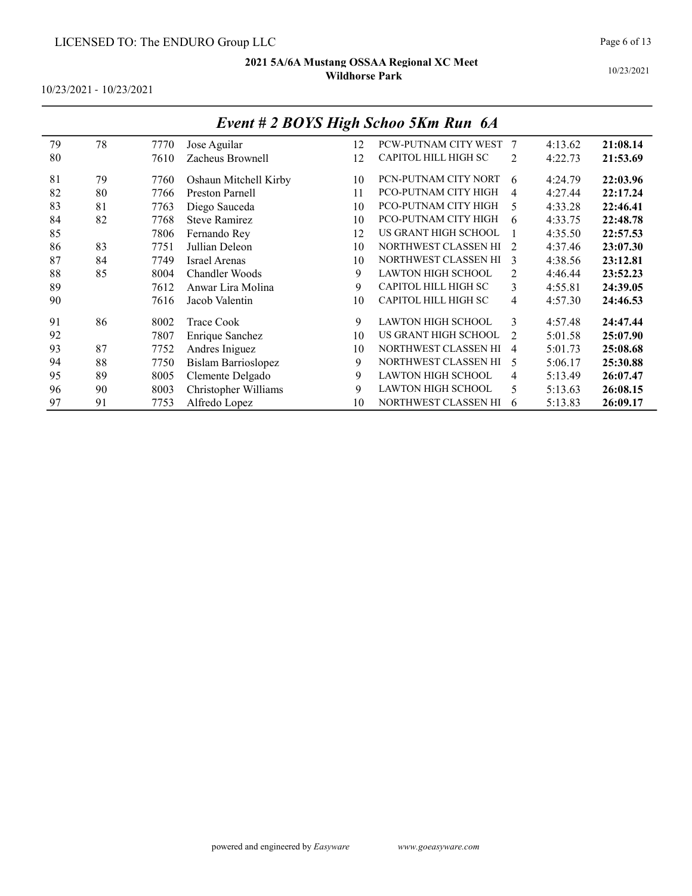LICENSED TO: The ENDURO Group LLC

**2021 5A/6A Mustang OSSAA Regional XC Meet**
**Wildhorse Park**

10/23/2021 - 10/23/2021

## *Event # 2 BOYS High Schoo 5Km Run 6A*

| | | | | | | | | |
|---|---|---|---|---|---|---|---|---|
| 79 | 78 | 7770 | Jose Aguilar | 12 | PCW-PUTNAM CITY WEST | 7 | 4:13.62 | **21:08.14** |
| 80 | | 7610 | Zacheus Brownell | 12 | CAPITOL HILL HIGH SC | 2 | 4:22.73 | **21:53.69** |
| 81 | 79 | 7760 | Oshaun Mitchell Kirby | 10 | PCN-PUTNAM CITY NORT | 6 | 4:24.79 | **22:03.96** |
| 82 | 80 | 7766 | Preston Parnell | 11 | PCO-PUTNAM CITY HIGH | 4 | 4:27.44 | **22:17.24** |
| 83 | 81 | 7763 | Diego Sauceda | 10 | PCO-PUTNAM CITY HIGH | 5 | 4:33.28 | **22:46.41** |
| 84 | 82 | 7768 | Steve Ramirez | 10 | PCO-PUTNAM CITY HIGH | 6 | 4:33.75 | **22:48.78** |
| 85 | | 7806 | Fernando Rey | 12 | US GRANT HIGH SCHOOL | 1 | 4:35.50 | **22:57.53** |
| 86 | 83 | 7751 | Jullian Deleon | 10 | NORTHWEST CLASSEN HI | 2 | 4:37.46 | **23:07.30** |
| 87 | 84 | 7749 | Israel Arenas | 10 | NORTHWEST CLASSEN HI | 3 | 4:38.56 | **23:12.81** |
| 88 | 85 | 8004 | Chandler Woods | 9 | LAWTON HIGH SCHOOL | 2 | 4:46.44 | **23:52.23** |
| 89 | | 7612 | Anwar Lira Molina | 9 | CAPITOL HILL HIGH SC | 3 | 4:55.81 | **24:39.05** |
| 90 | | 7616 | Jacob Valentin | 10 | CAPITOL HILL HIGH SC | 4 | 4:57.30 | **24:46.53** |
| 91 | 86 | 8002 | Trace Cook | 9 | LAWTON HIGH SCHOOL | 3 | 4:57.48 | **24:47.44** |
| 92 | | 7807 | Enrique Sanchez | 10 | US GRANT HIGH SCHOOL | 2 | 5:01.58 | **25:07.90** |
| 93 | 87 | 7752 | Andres Iniguez | 10 | NORTHWEST CLASSEN HI | 4 | 5:01.73 | **25:08.68** |
| 94 | 88 | 7750 | Bislam Barrioslopez | 9 | NORTHWEST CLASSEN HI | 5 | 5:06.17 | **25:30.88** |
| 95 | 89 | 8005 | Clemente Delgado | 9 | LAWTON HIGH SCHOOL | 4 | 5:13.49 | **26:07.47** |
| 96 | 90 | 8003 | Christopher Williams | 9 | LAWTON HIGH SCHOOL | 5 | 5:13.63 | **26:08.15** |
| 97 | 91 | 7753 | Alfredo Lopez | 10 | NORTHWEST CLASSEN HI | 6 | 5:13.83 | **26:09.17** |

powered and engineered by *Easyware* www.goeasyware.com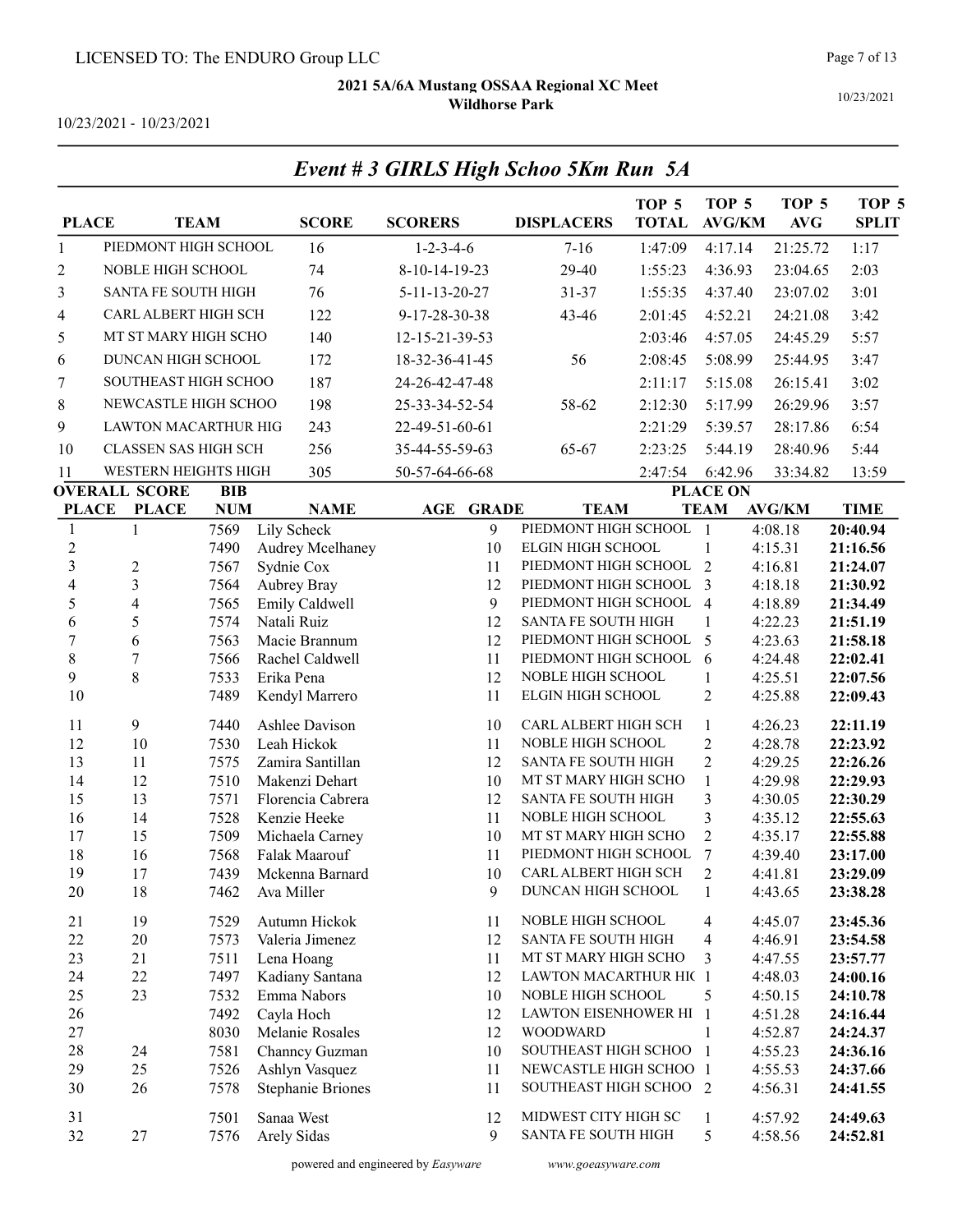LICENSED TO: The ENDURO Group LLC

**2021 5A/6A Mustang OSSAA Regional XC Meet**
**Wildhorse Park**

10/23/2021 - 10/23/2021

10/23/2021

## *Event # 3 GIRLS High Schoo 5Km Run 5A*

| PLACE | TEAM | SCORE | SCORERS | DISPLACERS | TOP 5 TOTAL | TOP 5 AVG/KM | TOP 5 AVG | TOP 5 SPLIT |
|---|---|---|---|---|---|---|---|---|
| 1 | PIEDMONT HIGH SCHOOL | 16 | 1-2-3-4-6 | 7-16 | 1:47:09 | 4:17.14 | 21:25.72 | 1:17 |
| 2 | NOBLE HIGH SCHOOL | 74 | 8-10-14-19-23 | 29-40 | 1:55:23 | 4:36.93 | 23:04.65 | 2:03 |
| 3 | SANTA FE SOUTH HIGH | 76 | 5-11-13-20-27 | 31-37 | 1:55:35 | 4:37.40 | 23:07.02 | 3:01 |
| 4 | CARL ALBERT HIGH SCH | 122 | 9-17-28-30-38 | 43-46 | 2:01:45 | 4:52.21 | 24:21.08 | 3:42 |
| 5 | MT ST MARY HIGH SCHO | 140 | 12-15-21-39-53 | | 2:03:46 | 4:57.05 | 24:45.29 | 5:57 |
| 6 | DUNCAN HIGH SCHOOL | 172 | 18-32-36-41-45 | 56 | 2:08:45 | 5:08.99 | 25:44.95 | 3:47 |
| 7 | SOUTHEAST HIGH SCHOO | 187 | 24-26-42-47-48 | | 2:11:17 | 5:15.08 | 26:15.41 | 3:02 |
| 8 | NEWCASTLE HIGH SCHOO | 198 | 25-33-34-52-54 | 58-62 | 2:12:30 | 5:17.99 | 26:29.96 | 3:57 |
| 9 | LAWTON MACARTHUR HIG | 243 | 22-49-51-60-61 | | 2:21:29 | 5:39.57 | 28:17.86 | 6:54 |
| 10 | CLASSEN SAS HIGH SCH | 256 | 35-44-55-59-63 | 65-67 | 2:23:25 | 5:44.19 | 28:40.96 | 5:44 |
| 11 | WESTERN HEIGHTS HIGH | 305 | 50-57-64-66-68 | | 2:47:54 | 6:42.96 | 33:34.82 | 13:59 |

| OVERALL PLACE | SCORE PLACE | BIB NUM | NAME | AGE | GRADE | TEAM | PLACE ON TEAM | AVG/KM | TIME |
|---|---|---|---|---|---|---|---|---|---|
| 1 | 1 | 7569 | Lily Scheck | | 9 | PIEDMONT HIGH SCHOOL | 1 | 4:08.18 | **20:40.94** |
| 2 | | 7490 | Audrey Mcelhaney | | 10 | ELGIN HIGH SCHOOL | 1 | 4:15.31 | **21:16.56** |
| 3 | 2 | 7567 | Sydnie Cox | | 11 | PIEDMONT HIGH SCHOOL | 2 | 4:16.81 | **21:24.07** |
| 4 | 3 | 7564 | Aubrey Bray | | 12 | PIEDMONT HIGH SCHOOL | 3 | 4:18.18 | **21:30.92** |
| 5 | 4 | 7565 | Emily Caldwell | | 9 | PIEDMONT HIGH SCHOOL | 4 | 4:18.89 | **21:34.49** |
| 6 | 5 | 7574 | Natali Ruiz | | 12 | SANTA FE SOUTH HIGH | 1 | 4:22.23 | **21:51.19** |
| 7 | 6 | 7563 | Macie Brannum | | 12 | PIEDMONT HIGH SCHOOL | 5 | 4:23.63 | **21:58.18** |
| 8 | 7 | 7566 | Rachel Caldwell | | 11 | PIEDMONT HIGH SCHOOL | 6 | 4:24.48 | **22:02.41** |
| 9 | 8 | 7533 | Erika Pena | | 12 | NOBLE HIGH SCHOOL | 1 | 4:25.51 | **22:07.56** |
| 10 | | 7489 | Kendyl Marrero | | 11 | ELGIN HIGH SCHOOL | 2 | 4:25.88 | **22:09.43** |
| 11 | 9 | 7440 | Ashlee Davison | | 10 | CARL ALBERT HIGH SCH | 1 | 4:26.23 | **22:11.19** |
| 12 | 10 | 7530 | Leah Hickok | | 11 | NOBLE HIGH SCHOOL | 2 | 4:28.78 | **22:23.92** |
| 13 | 11 | 7575 | Zamira Santillan | | 12 | SANTA FE SOUTH HIGH | 2 | 4:29.25 | **22:26.26** |
| 14 | 12 | 7510 | Makenzi Dehart | | 10 | MT ST MARY HIGH SCHO | 1 | 4:29.98 | **22:29.93** |
| 15 | 13 | 7571 | Florencia Cabrera | | 12 | SANTA FE SOUTH HIGH | 3 | 4:30.05 | **22:30.29** |
| 16 | 14 | 7528 | Kenzie Heeke | | 11 | NOBLE HIGH SCHOOL | 3 | 4:35.12 | **22:55.63** |
| 17 | 15 | 7509 | Michaela Carney | | 10 | MT ST MARY HIGH SCHO | 2 | 4:35.17 | **22:55.88** |
| 18 | 16 | 7568 | Falak Maarouf | | 11 | PIEDMONT HIGH SCHOOL | 7 | 4:39.40 | **23:17.00** |
| 19 | 17 | 7439 | Mckenna Barnard | | 10 | CARL ALBERT HIGH SCH | 2 | 4:41.81 | **23:29.09** |
| 20 | 18 | 7462 | Ava Miller | | 9 | DUNCAN HIGH SCHOOL | 1 | 4:43.65 | **23:38.28** |
| 21 | 19 | 7529 | Autumn Hickok | | 11 | NOBLE HIGH SCHOOL | 4 | 4:45.07 | **23:45.36** |
| 22 | 20 | 7573 | Valeria Jimenez | | 12 | SANTA FE SOUTH HIGH | 4 | 4:46.91 | **23:54.58** |
| 23 | 21 | 7511 | Lena Hoang | | 11 | MT ST MARY HIGH SCHO | 3 | 4:47.55 | **23:57.77** |
| 24 | 22 | 7497 | Kadiany Santana | | 12 | LAWTON MACARTHUR HIG | 1 | 4:48.03 | **24:00.16** |
| 25 | 23 | 7532 | Emma Nabors | | 10 | NOBLE HIGH SCHOOL | 5 | 4:50.15 | **24:10.78** |
| 26 | | 7492 | Cayla Hoch | | 12 | LAWTON EISENHOWER HI | 1 | 4:51.28 | **24:16.44** |
| 27 | | 8030 | Melanie Rosales | | 12 | WOODWARD | 1 | 4:52.87 | **24:24.37** |
| 28 | 24 | 7581 | Channcy Guzman | | 10 | SOUTHEAST HIGH SCHOO | 1 | 4:55.23 | **24:36.16** |
| 29 | 25 | 7526 | Ashlyn Vasquez | | 11 | NEWCASTLE HIGH SCHOO | 1 | 4:55.53 | **24:37.66** |
| 30 | 26 | 7578 | Stephanie Briones | | 11 | SOUTHEAST HIGH SCHOO | 2 | 4:56.31 | **24:41.55** |
| 31 | | 7501 | Sanaa West | | 12 | MIDWEST CITY HIGH SC | 1 | 4:57.92 | **24:49.63** |
| 32 | 27 | 7576 | Arely Sidas | | 9 | SANTA FE SOUTH HIGH | 5 | 4:58.56 | **24:52.81** |

powered and engineered by *Easyware* www.goeasyware.com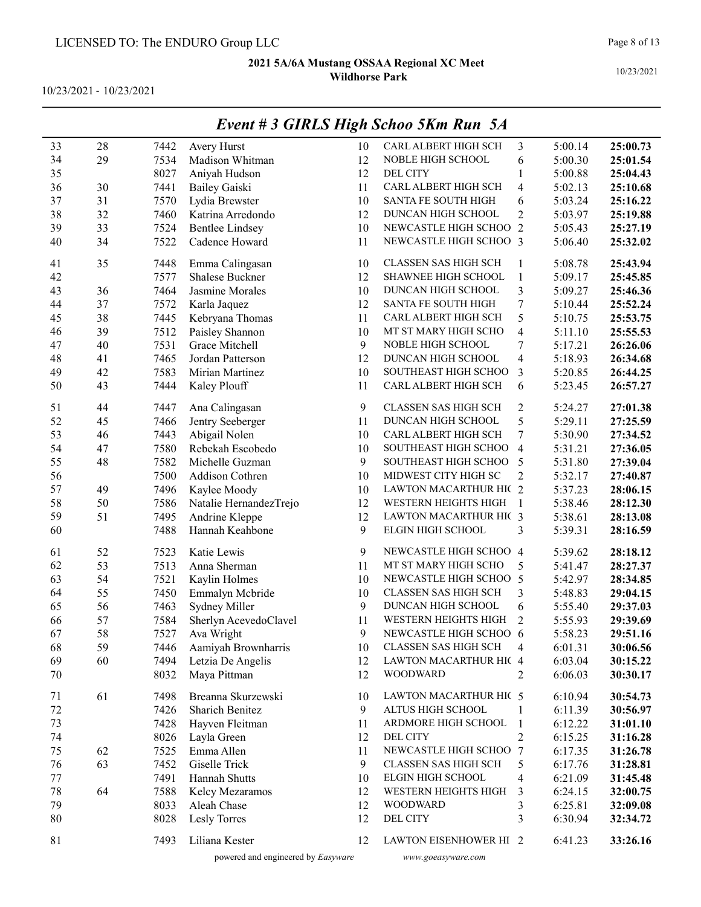LICENSED TO: The ENDURO Group LLC

**2021 5A/6A Mustang OSSAA Regional XC Meet**
**Wildhorse Park**

10/23/2021 - 10/23/2021

## *Event # 3 GIRLS High Schoo 5Km Run 5A*

| | | | | | | | | |
|---|---|---|---|---|---|---|---|---|
| 33 | 28 | 7442 | Avery Hurst | 10 | CARL ALBERT HIGH SCH | 3 | 5:00.14 | **25:00.73** |
| 34 | 29 | 7534 | Madison Whitman | 12 | NOBLE HIGH SCHOOL | 6 | 5:00.30 | **25:01.54** |
| 35 | | 8027 | Aniyah Hudson | 12 | DEL CITY | 1 | 5:00.88 | **25:04.43** |
| 36 | 30 | 7441 | Bailey Gaiski | 11 | CARL ALBERT HIGH SCH | 4 | 5:02.13 | **25:10.68** |
| 37 | 31 | 7570 | Lydia Brewster | 10 | SANTA FE SOUTH HIGH | 6 | 5:03.24 | **25:16.22** |
| 38 | 32 | 7460 | Katrina Arredondo | 12 | DUNCAN HIGH SCHOOL | 2 | 5:03.97 | **25:19.88** |
| 39 | 33 | 7524 | Bentlee Lindsey | 10 | NEWCASTLE HIGH SCHOO | 2 | 5:05.43 | **25:27.19** |
| 40 | 34 | 7522 | Cadence Howard | 11 | NEWCASTLE HIGH SCHOO | 3 | 5:06.40 | **25:32.02** |
| 41 | 35 | 7448 | Emma Calingasan | 10 | CLASSEN SAS HIGH SCH | 1 | 5:08.78 | **25:43.94** |
| 42 | | 7577 | Shalese Buckner | 12 | SHAWNEE HIGH SCHOOL | 1 | 5:09.17 | **25:45.85** |
| 43 | 36 | 7464 | Jasmine Morales | 10 | DUNCAN HIGH SCHOOL | 3 | 5:09.27 | **25:46.36** |
| 44 | 37 | 7572 | Karla Jaquez | 12 | SANTA FE SOUTH HIGH | 7 | 5:10.44 | **25:52.24** |
| 45 | 38 | 7445 | Kebryana Thomas | 11 | CARL ALBERT HIGH SCH | 5 | 5:10.75 | **25:53.75** |
| 46 | 39 | 7512 | Paisley Shannon | 10 | MT ST MARY HIGH SCHO | 4 | 5:11.10 | **25:55.53** |
| 47 | 40 | 7531 | Grace Mitchell | 9 | NOBLE HIGH SCHOOL | 7 | 5:17.21 | **26:26.06** |
| 48 | 41 | 7465 | Jordan Patterson | 12 | DUNCAN HIGH SCHOOL | 4 | 5:18.93 | **26:34.68** |
| 49 | 42 | 7583 | Mirian Martinez | 10 | SOUTHEAST HIGH SCHOO | 3 | 5:20.85 | **26:44.25** |
| 50 | 43 | 7444 | Kaley Plouff | 11 | CARL ALBERT HIGH SCH | 6 | 5:23.45 | **26:57.27** |
| 51 | 44 | 7447 | Ana Calingasan | 9 | CLASSEN SAS HIGH SCH | 2 | 5:24.27 | **27:01.38** |
| 52 | 45 | 7466 | Jentry Seeberger | 11 | DUNCAN HIGH SCHOOL | 5 | 5:29.11 | **27:25.59** |
| 53 | 46 | 7443 | Abigail Nolen | 10 | CARL ALBERT HIGH SCH | 7 | 5:30.90 | **27:34.52** |
| 54 | 47 | 7580 | Rebekah Escobedo | 10 | SOUTHEAST HIGH SCHOO | 4 | 5:31.21 | **27:36.05** |
| 55 | 48 | 7582 | Michelle Guzman | 9 | SOUTHEAST HIGH SCHOO | 5 | 5:31.80 | **27:39.04** |
| 56 | | 7500 | Addison Cothren | 10 | MIDWEST CITY HIGH SC | 2 | 5:32.17 | **27:40.87** |
| 57 | 49 | 7496 | Kaylee Moody | 10 | LAWTON MACARTHUR HIC | 2 | 5:37.23 | **28:06.15** |
| 58 | 50 | 7586 | Natalie HernandezTrejo | 12 | WESTERN HEIGHTS HIGH | 1 | 5:38.46 | **28:12.30** |
| 59 | 51 | 7495 | Andrine Kleppe | 12 | LAWTON MACARTHUR HIC | 3 | 5:38.61 | **28:13.08** |
| 60 | | 7488 | Hannah Keahbone | 9 | ELGIN HIGH SCHOOL | 3 | 5:39.31 | **28:16.59** |
| 61 | 52 | 7523 | Katie Lewis | 9 | NEWCASTLE HIGH SCHOO | 4 | 5:39.62 | **28:18.12** |
| 62 | 53 | 7513 | Anna Sherman | 11 | MT ST MARY HIGH SCHO | 5 | 5:41.47 | **28:27.37** |
| 63 | 54 | 7521 | Kaylin Holmes | 10 | NEWCASTLE HIGH SCHOO | 5 | 5:42.97 | **28:34.85** |
| 64 | 55 | 7450 | Emmalyn Mcbride | 10 | CLASSEN SAS HIGH SCH | 3 | 5:48.83 | **29:04.15** |
| 65 | 56 | 7463 | Sydney Miller | 9 | DUNCAN HIGH SCHOOL | 6 | 5:55.40 | **29:37.03** |
| 66 | 57 | 7584 | Sherlyn AcevedoClavel | 11 | WESTERN HEIGHTS HIGH | 2 | 5:55.93 | **29:39.69** |
| 67 | 58 | 7527 | Ava Wright | 9 | NEWCASTLE HIGH SCHOO | 6 | 5:58.23 | **29:51.16** |
| 68 | 59 | 7446 | Aamiyah Brownharris | 10 | CLASSEN SAS HIGH SCH | 4 | 6:01.31 | **30:06.56** |
| 69 | 60 | 7494 | Letzia De Angelis | 12 | LAWTON MACARTHUR HIC | 4 | 6:03.04 | **30:15.22** |
| 70 | | 8032 | Maya Pittman | 12 | WOODWARD | 2 | 6:06.03 | **30:30.17** |
| 71 | 61 | 7498 | Breanna Skurzewski | 10 | LAWTON MACARTHUR HIC | 5 | 6:10.94 | **30:54.73** |
| 72 | | 7426 | Sharich Benitez | 9 | ALTUS HIGH SCHOOL | 1 | 6:11.39 | **30:56.97** |
| 73 | | 7428 | Hayven Fleitman | 11 | ARDMORE HIGH SCHOOL | 1 | 6:12.22 | **31:01.10** |
| 74 | | 8026 | Layla Green | 12 | DEL CITY | 2 | 6:15.25 | **31:16.28** |
| 75 | 62 | 7525 | Emma Allen | 11 | NEWCASTLE HIGH SCHOO | 7 | 6:17.35 | **31:26.78** |
| 76 | 63 | 7452 | Giselle Trick | 9 | CLASSEN SAS HIGH SCH | 5 | 6:17.76 | **31:28.81** |
| 77 | | 7491 | Hannah Shutts | 10 | ELGIN HIGH SCHOOL | 4 | 6:21.09 | **31:45.48** |
| 78 | 64 | 7588 | Kelcy Mezaramos | 12 | WESTERN HEIGHTS HIGH | 3 | 6:24.15 | **32:00.75** |
| 79 | | 8033 | Aleah Chase | 12 | WOODWARD | 3 | 6:25.81 | **32:09.08** |
| 80 | | 8028 | Lesly Torres | 12 | DEL CITY | 3 | 6:30.94 | **32:34.72** |
| 81 | | 7493 | Liliana Kester | 12 | LAWTON EISENHOWER HI | 2 | 6:41.23 | **33:26.16** |

powered and engineered by *Easyware* www.goeasyware.com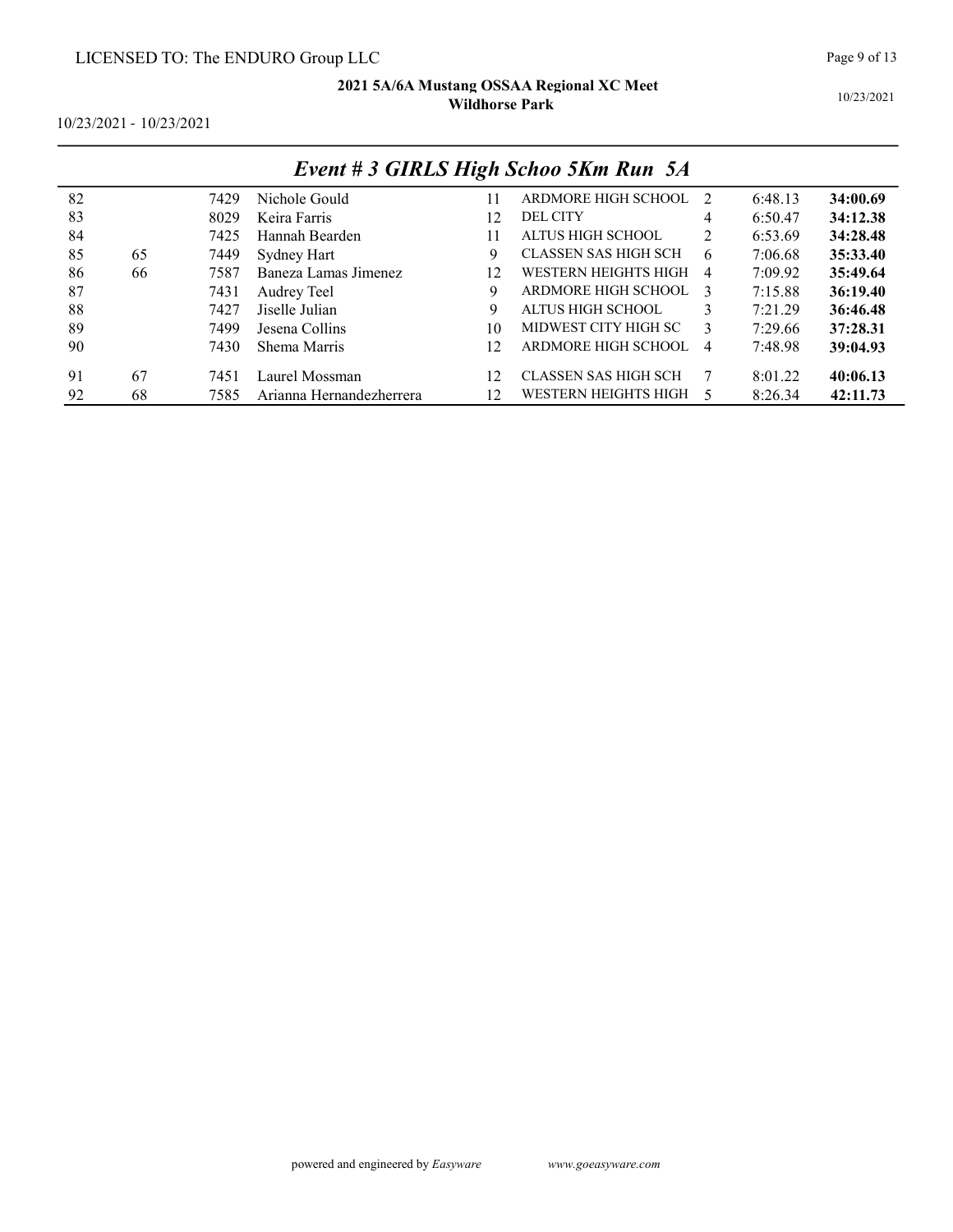# 2021 5A/6A Mustang OSSAA Regional XC Meet

## Wildhorse Park

10/23/2021 - 10/23/2021

### *Event # 3 GIRLS High Schoo 5Km Run 5A*

| Place | Team Place | Bib | Name | Grade | School | Team Pos | Pace | Time |
|---|---|---|---|---|---|---|---|---|
| 82 | | 7429 | Nichole Gould | 11 | ARDMORE HIGH SCHOOL | 2 | 6:48.13 | **34:00.69** |
| 83 | | 8029 | Keira Farris | 12 | DEL CITY | 4 | 6:50.47 | **34:12.38** |
| 84 | | 7425 | Hannah Bearden | 11 | ALTUS HIGH SCHOOL | 2 | 6:53.69 | **34:28.48** |
| 85 | 65 | 7449 | Sydney Hart | 9 | CLASSEN SAS HIGH SCH | 6 | 7:06.68 | **35:33.40** |
| 86 | 66 | 7587 | Baneza Lamas Jimenez | 12 | WESTERN HEIGHTS HIGH | 4 | 7:09.92 | **35:49.64** |
| 87 | | 7431 | Audrey Teel | 9 | ARDMORE HIGH SCHOOL | 3 | 7:15.88 | **36:19.40** |
| 88 | | 7427 | Jiselle Julian | 9 | ALTUS HIGH SCHOOL | 3 | 7:21.29 | **36:46.48** |
| 89 | | 7499 | Jesena Collins | 10 | MIDWEST CITY HIGH SC | 3 | 7:29.66 | **37:28.31** |
| 90 | | 7430 | Shema Marris | 12 | ARDMORE HIGH SCHOOL | 4 | 7:48.98 | **39:04.93** |
| 91 | 67 | 7451 | Laurel Mossman | 12 | CLASSEN SAS HIGH SCH | 7 | 8:01.22 | **40:06.13** |
| 92 | 68 | 7585 | Arianna Hernandezherrera | 12 | WESTERN HEIGHTS HIGH | 5 | 8:26.34 | **42:11.73** |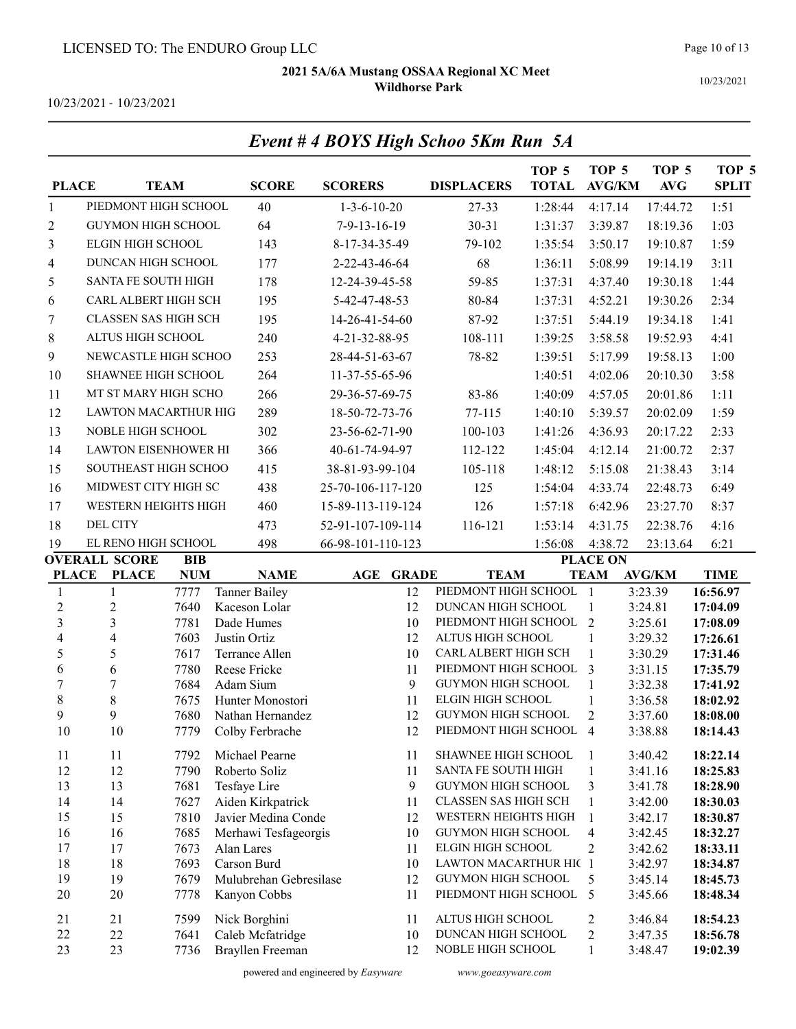LICENSED TO: The ENDURO Group LLC

**2021 5A/6A Mustang OSSAA Regional XC Meet**
**Wildhorse Park**

10/23/2021 - 10/23/2021

## *Event # 4 BOYS High Schoo 5Km Run 5A*

| PLACE | TEAM | SCORE | SCORERS | DISPLACERS | TOP 5 TOTAL | TOP 5 AVG/KM | TOP 5 AVG | TOP 5 SPLIT |
|---|---|---|---|---|---|---|---|---|
| 1 | PIEDMONT HIGH SCHOOL | 40 | 1-3-6-10-20 | 27-33 | 1:28:44 | 4:17.14 | 17:44.72 | 1:51 |
| 2 | GUYMON HIGH SCHOOL | 64 | 7-9-13-16-19 | 30-31 | 1:31:37 | 3:39.87 | 18:19.36 | 1:03 |
| 3 | ELGIN HIGH SCHOOL | 143 | 8-17-34-35-49 | 79-102 | 1:35:54 | 3:50.17 | 19:10.87 | 1:59 |
| 4 | DUNCAN HIGH SCHOOL | 177 | 2-22-43-46-64 | 68 | 1:36:11 | 5:08.99 | 19:14.19 | 3:11 |
| 5 | SANTA FE SOUTH HIGH | 178 | 12-24-39-45-58 | 59-85 | 1:37:31 | 4:37.40 | 19:30.18 | 1:44 |
| 6 | CARL ALBERT HIGH SCH | 195 | 5-42-47-48-53 | 80-84 | 1:37:31 | 4:52.21 | 19:30.26 | 2:34 |
| 7 | CLASSEN SAS HIGH SCH | 195 | 14-26-41-54-60 | 87-92 | 1:37:51 | 5:44.19 | 19:34.18 | 1:41 |
| 8 | ALTUS HIGH SCHOOL | 240 | 4-21-32-88-95 | 108-111 | 1:39:25 | 3:58.58 | 19:52.93 | 4:41 |
| 9 | NEWCASTLE HIGH SCHOO | 253 | 28-44-51-63-67 | 78-82 | 1:39:51 | 5:17.99 | 19:58.13 | 1:00 |
| 10 | SHAWNEE HIGH SCHOOL | 264 | 11-37-55-65-96 | | 1:40:51 | 4:02.06 | 20:10.30 | 3:58 |
| 11 | MT ST MARY HIGH SCHO | 266 | 29-36-57-69-75 | 83-86 | 1:40:09 | 4:57.05 | 20:01.86 | 1:11 |
| 12 | LAWTON MACARTHUR HIG | 289 | 18-50-72-73-76 | 77-115 | 1:40:10 | 5:39.57 | 20:02.09 | 1:59 |
| 13 | NOBLE HIGH SCHOOL | 302 | 23-56-62-71-90 | 100-103 | 1:41:26 | 4:36.93 | 20:17.22 | 2:33 |
| 14 | LAWTON EISENHOWER HI | 366 | 40-61-74-94-97 | 112-122 | 1:45:04 | 4:12.14 | 21:00.72 | 2:37 |
| 15 | SOUTHEAST HIGH SCHOO | 415 | 38-81-93-99-104 | 105-118 | 1:48:12 | 5:15.08 | 21:38.43 | 3:14 |
| 16 | MIDWEST CITY HIGH SC | 438 | 25-70-106-117-120 | 125 | 1:54:04 | 4:33.74 | 22:48.73 | 6:49 |
| 17 | WESTERN HEIGHTS HIGH | 460 | 15-89-113-119-124 | 126 | 1:57:18 | 6:42.96 | 23:27.70 | 8:37 |
| 18 | DEL CITY | 473 | 52-91-107-109-114 | 116-121 | 1:53:14 | 4:31.75 | 22:38.76 | 4:16 |
| 19 | EL RENO HIGH SCHOOL | 498 | 66-98-101-110-123 | | 1:56:08 | 4:38.72 | 23:13.64 | 6:21 |

| OVERALL PLACE | SCORE PLACE | BIB NUM | NAME | AGE | GRADE | TEAM | PLACE ON TEAM | AVG/KM | TIME |
|---|---|---|---|---|---|---|---|---|---|
| 1 | 1 | 7777 | Tanner Bailey | | 12 | PIEDMONT HIGH SCHOOL | 1 | 3:23.39 | **16:56.97** |
| 2 | 2 | 7640 | Kaceson Lolar | | 12 | DUNCAN HIGH SCHOOL | 1 | 3:24.81 | **17:04.09** |
| 3 | 3 | 7781 | Dade Humes | | 10 | PIEDMONT HIGH SCHOOL | 2 | 3:25.61 | **17:08.09** |
| 4 | 4 | 7603 | Justin Ortiz | | 12 | ALTUS HIGH SCHOOL | 1 | 3:29.32 | **17:26.61** |
| 5 | 5 | 7617 | Terrance Allen | | 10 | CARL ALBERT HIGH SCH | 1 | 3:30.29 | **17:31.46** |
| 6 | 6 | 7780 | Reese Fricke | | 11 | PIEDMONT HIGH SCHOOL | 3 | 3:31.15 | **17:35.79** |
| 7 | 7 | 7684 | Adam Sium | | 9 | GUYMON HIGH SCHOOL | 1 | 3:32.38 | **17:41.92** |
| 8 | 8 | 7675 | Hunter Monostori | | 11 | ELGIN HIGH SCHOOL | 1 | 3:36.58 | **18:02.92** |
| 9 | 9 | 7680 | Nathan Hernandez | | 12 | GUYMON HIGH SCHOOL | 2 | 3:37.60 | **18:08.00** |
| 10 | 10 | 7779 | Colby Ferbrache | | 12 | PIEDMONT HIGH SCHOOL | 4 | 3:38.88 | **18:14.43** |
| 11 | 11 | 7792 | Michael Pearne | | 11 | SHAWNEE HIGH SCHOOL | 1 | 3:40.42 | **18:22.14** |
| 12 | 12 | 7790 | Roberto Soliz | | 11 | SANTA FE SOUTH HIGH | 1 | 3:41.16 | **18:25.83** |
| 13 | 13 | 7681 | Tesfaye Lire | | 9 | GUYMON HIGH SCHOOL | 3 | 3:41.78 | **18:28.90** |
| 14 | 14 | 7627 | Aiden Kirkpatrick | | 11 | CLASSEN SAS HIGH SCH | 1 | 3:42.00 | **18:30.03** |
| 15 | 15 | 7810 | Javier Medina Conde | | 12 | WESTERN HEIGHTS HIGH | 1 | 3:42.17 | **18:30.87** |
| 16 | 16 | 7685 | Merhawi Tesfageorgis | | 10 | GUYMON HIGH SCHOOL | 4 | 3:42.45 | **18:32.27** |
| 17 | 17 | 7673 | Alan Lares | | 11 | ELGIN HIGH SCHOOL | 2 | 3:42.62 | **18:33.11** |
| 18 | 18 | 7693 | Carson Burd | | 10 | LAWTON MACARTHUR HIC | 1 | 3:42.97 | **18:34.87** |
| 19 | 19 | 7679 | Mulubrehan Gebresilase | | 12 | GUYMON HIGH SCHOOL | 5 | 3:45.14 | **18:45.73** |
| 20 | 20 | 7778 | Kanyon Cobbs | | 11 | PIEDMONT HIGH SCHOOL | 5 | 3:45.66 | **18:48.34** |
| 21 | 21 | 7599 | Nick Borghini | | 11 | ALTUS HIGH SCHOOL | 2 | 3:46.84 | **18:54.23** |
| 22 | 22 | 7641 | Caleb Mcfatridge | | 10 | DUNCAN HIGH SCHOOL | 2 | 3:47.35 | **18:56.78** |
| 23 | 23 | 7736 | Brayllen Freeman | | 12 | NOBLE HIGH SCHOOL | 1 | 3:48.47 | **19:02.39** |

powered and engineered by *Easyware* www.goeasyware.com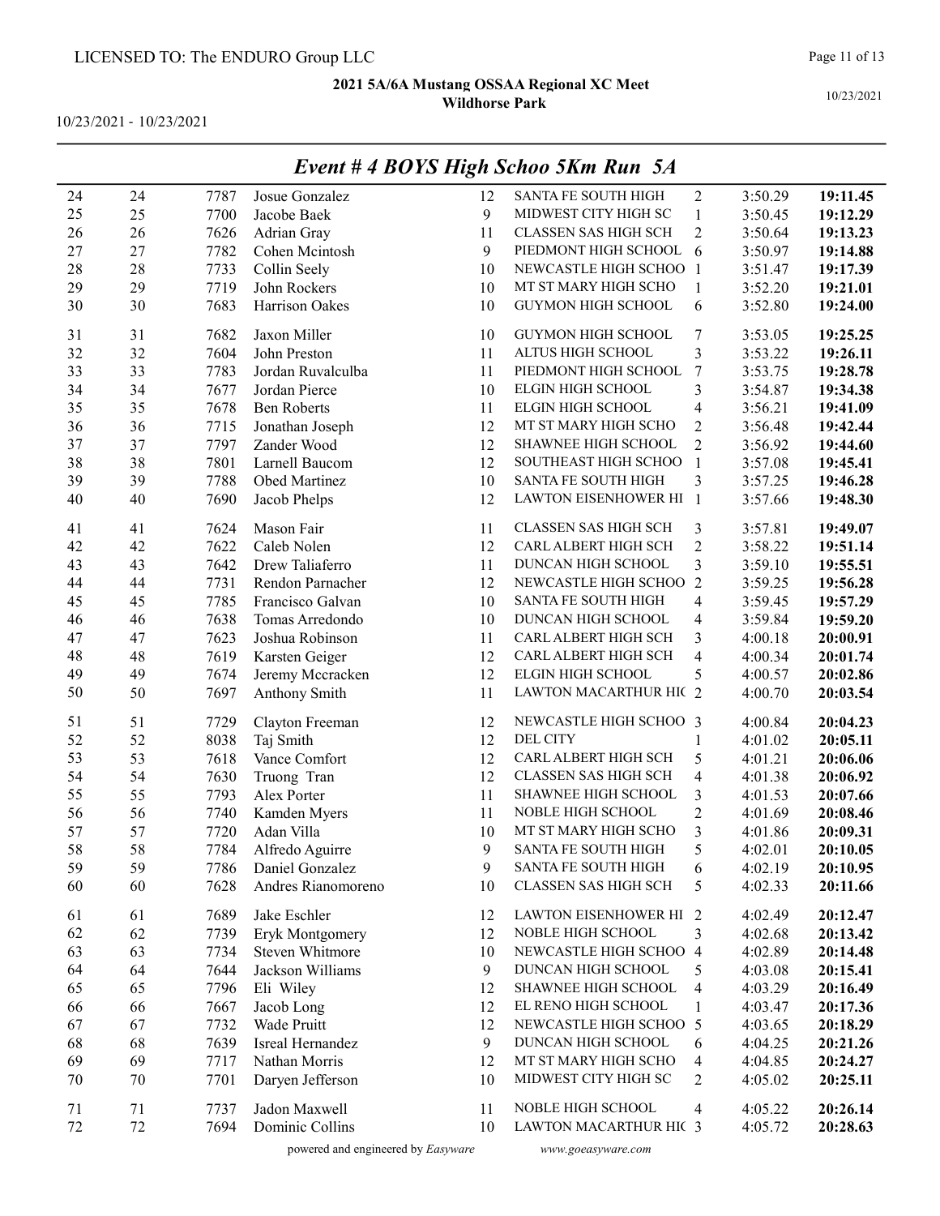LICENSED TO: The ENDURO Group LLC

**2021 5A/6A Mustang OSSAA Regional XC Meet**
**Wildhorse Park**

10/23/2021 - 10/23/2021

## *Event # 4 BOYS High Schoo 5Km Run 5A*

| | | | | | | | | |
|---|---|---|---|---|---|---|---|---|
| 24 | 24 | 7787 | Josue Gonzalez | 12 | SANTA FE SOUTH HIGH | 2 | 3:50.29 | **19:11.45** |
| 25 | 25 | 7700 | Jacobe Baek | 9 | MIDWEST CITY HIGH SC | 1 | 3:50.45 | **19:12.29** |
| 26 | 26 | 7626 | Adrian Gray | 11 | CLASSEN SAS HIGH SCH | 2 | 3:50.64 | **19:13.23** |
| 27 | 27 | 7782 | Cohen Mcintosh | 9 | PIEDMONT HIGH SCHOOL | 6 | 3:50.97 | **19:14.88** |
| 28 | 28 | 7733 | Collin Seely | 10 | NEWCASTLE HIGH SCHOO | 1 | 3:51.47 | **19:17.39** |
| 29 | 29 | 7719 | John Rockers | 10 | MT ST MARY HIGH SCHO | 1 | 3:52.20 | **19:21.01** |
| 30 | 30 | 7683 | Harrison Oakes | 10 | GUYMON HIGH SCHOOL | 6 | 3:52.80 | **19:24.00** |
| 31 | 31 | 7682 | Jaxon Miller | 10 | GUYMON HIGH SCHOOL | 7 | 3:53.05 | **19:25.25** |
| 32 | 32 | 7604 | John Preston | 11 | ALTUS HIGH SCHOOL | 3 | 3:53.22 | **19:26.11** |
| 33 | 33 | 7783 | Jordan Ruvalculba | 11 | PIEDMONT HIGH SCHOOL | 7 | 3:53.75 | **19:28.78** |
| 34 | 34 | 7677 | Jordan Pierce | 10 | ELGIN HIGH SCHOOL | 3 | 3:54.87 | **19:34.38** |
| 35 | 35 | 7678 | Ben Roberts | 11 | ELGIN HIGH SCHOOL | 4 | 3:56.21 | **19:41.09** |
| 36 | 36 | 7715 | Jonathan Joseph | 12 | MT ST MARY HIGH SCHO | 2 | 3:56.48 | **19:42.44** |
| 37 | 37 | 7797 | Zander Wood | 12 | SHAWNEE HIGH SCHOOL | 2 | 3:56.92 | **19:44.60** |
| 38 | 38 | 7801 | Larnell Baucom | 12 | SOUTHEAST HIGH SCHOO | 1 | 3:57.08 | **19:45.41** |
| 39 | 39 | 7788 | Obed Martinez | 10 | SANTA FE SOUTH HIGH | 3 | 3:57.25 | **19:46.28** |
| 40 | 40 | 7690 | Jacob Phelps | 12 | LAWTON EISENHOWER HI | 1 | 3:57.66 | **19:48.30** |
| 41 | 41 | 7624 | Mason Fair | 11 | CLASSEN SAS HIGH SCH | 3 | 3:57.81 | **19:49.07** |
| 42 | 42 | 7622 | Caleb Nolen | 12 | CARL ALBERT HIGH SCH | 2 | 3:58.22 | **19:51.14** |
| 43 | 43 | 7642 | Drew Taliaferro | 11 | DUNCAN HIGH SCHOOL | 3 | 3:59.10 | **19:55.51** |
| 44 | 44 | 7731 | Rendon Parnacher | 12 | NEWCASTLE HIGH SCHOO | 2 | 3:59.25 | **19:56.28** |
| 45 | 45 | 7785 | Francisco Galvan | 10 | SANTA FE SOUTH HIGH | 4 | 3:59.45 | **19:57.29** |
| 46 | 46 | 7638 | Tomas Arredondo | 10 | DUNCAN HIGH SCHOOL | 4 | 3:59.84 | **19:59.20** |
| 47 | 47 | 7623 | Joshua Robinson | 11 | CARL ALBERT HIGH SCH | 3 | 4:00.18 | **20:00.91** |
| 48 | 48 | 7619 | Karsten Geiger | 12 | CARL ALBERT HIGH SCH | 4 | 4:00.34 | **20:01.74** |
| 49 | 49 | 7674 | Jeremy Mccracken | 12 | ELGIN HIGH SCHOOL | 5 | 4:00.57 | **20:02.86** |
| 50 | 50 | 7697 | Anthony Smith | 11 | LAWTON MACARTHUR HIC | 2 | 4:00.70 | **20:03.54** |
| 51 | 51 | 7729 | Clayton Freeman | 12 | NEWCASTLE HIGH SCHOO | 3 | 4:00.84 | **20:04.23** |
| 52 | 52 | 8038 | Taj Smith | 12 | DEL CITY | 1 | 4:01.02 | **20:05.11** |
| 53 | 53 | 7618 | Vance Comfort | 12 | CARL ALBERT HIGH SCH | 5 | 4:01.21 | **20:06.06** |
| 54 | 54 | 7630 | Truong Tran | 12 | CLASSEN SAS HIGH SCH | 4 | 4:01.38 | **20:06.92** |
| 55 | 55 | 7793 | Alex Porter | 11 | SHAWNEE HIGH SCHOOL | 3 | 4:01.53 | **20:07.66** |
| 56 | 56 | 7740 | Kamden Myers | 11 | NOBLE HIGH SCHOOL | 2 | 4:01.69 | **20:08.46** |
| 57 | 57 | 7720 | Adan Villa | 10 | MT ST MARY HIGH SCHO | 3 | 4:01.86 | **20:09.31** |
| 58 | 58 | 7784 | Alfredo Aguirre | 9 | SANTA FE SOUTH HIGH | 5 | 4:02.01 | **20:10.05** |
| 59 | 59 | 7786 | Daniel Gonzalez | 9 | SANTA FE SOUTH HIGH | 6 | 4:02.19 | **20:10.95** |
| 60 | 60 | 7628 | Andres Rianomoreno | 10 | CLASSEN SAS HIGH SCH | 5 | 4:02.33 | **20:11.66** |
| 61 | 61 | 7689 | Jake Eschler | 12 | LAWTON EISENHOWER HI | 2 | 4:02.49 | **20:12.47** |
| 62 | 62 | 7739 | Eryk Montgomery | 12 | NOBLE HIGH SCHOOL | 3 | 4:02.68 | **20:13.42** |
| 63 | 63 | 7734 | Steven Whitmore | 10 | NEWCASTLE HIGH SCHOO | 4 | 4:02.89 | **20:14.48** |
| 64 | 64 | 7644 | Jackson Williams | 9 | DUNCAN HIGH SCHOOL | 5 | 4:03.08 | **20:15.41** |
| 65 | 65 | 7796 | Eli Wiley | 12 | SHAWNEE HIGH SCHOOL | 4 | 4:03.29 | **20:16.49** |
| 66 | 66 | 7667 | Jacob Long | 12 | EL RENO HIGH SCHOOL | 1 | 4:03.47 | **20:17.36** |
| 67 | 67 | 7732 | Wade Pruitt | 12 | NEWCASTLE HIGH SCHOO | 5 | 4:03.65 | **20:18.29** |
| 68 | 68 | 7639 | Isreal Hernandez | 9 | DUNCAN HIGH SCHOOL | 6 | 4:04.25 | **20:21.26** |
| 69 | 69 | 7717 | Nathan Morris | 12 | MT ST MARY HIGH SCHO | 4 | 4:04.85 | **20:24.27** |
| 70 | 70 | 7701 | Daryen Jefferson | 10 | MIDWEST CITY HIGH SC | 2 | 4:05.02 | **20:25.11** |
| 71 | 71 | 7737 | Jadon Maxwell | 11 | NOBLE HIGH SCHOOL | 4 | 4:05.22 | **20:26.14** |
| 72 | 72 | 7694 | Dominic Collins | 10 | LAWTON MACARTHUR HIC | 3 | 4:05.72 | **20:28.63** |

powered and engineered by *Easyware* www.goeasyware.com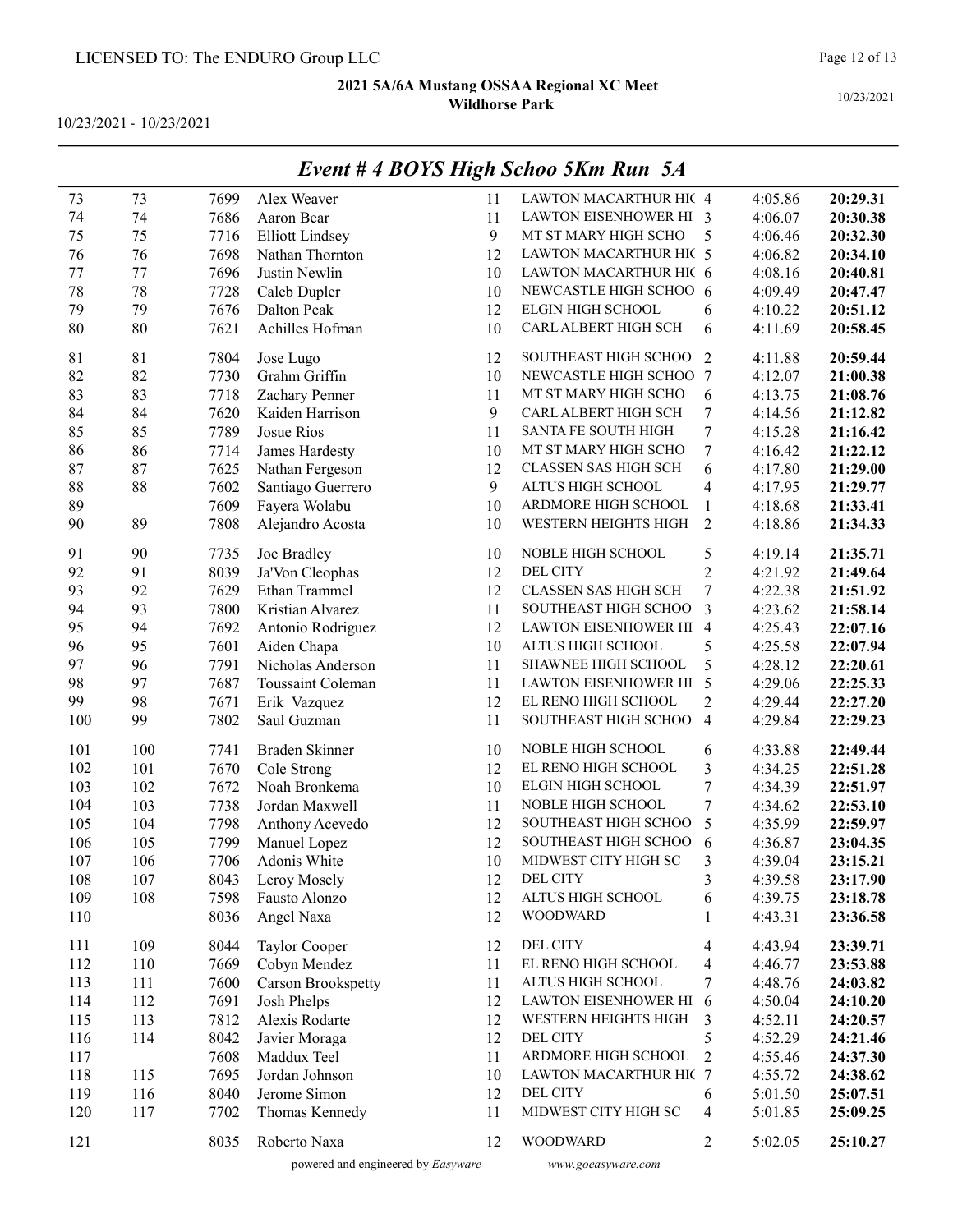LICENSED TO: The ENDURO Group LLC

**2021 5A/6A Mustang OSSAA Regional XC Meet**
**Wildhorse Park**

10/23/2021 - 10/23/2021

10/23/2021

## *Event # 4 BOYS High Schoo 5Km Run 5A*

| | | | | | | | | |
|---|---|---|---|---|---|---|---|---|
| 73 | 73 | 7699 | Alex Weaver | 11 | LAWTON MACARTHUR HIC | 4 | 4:05.86 | **20:29.31** |
| 74 | 74 | 7686 | Aaron Bear | 11 | LAWTON EISENHOWER HI | 3 | 4:06.07 | **20:30.38** |
| 75 | 75 | 7716 | Elliott Lindsey | 9 | MT ST MARY HIGH SCHO | 5 | 4:06.46 | **20:32.30** |
| 76 | 76 | 7698 | Nathan Thornton | 12 | LAWTON MACARTHUR HIC | 5 | 4:06.82 | **20:34.10** |
| 77 | 77 | 7696 | Justin Newlin | 10 | LAWTON MACARTHUR HIC | 6 | 4:08.16 | **20:40.81** |
| 78 | 78 | 7728 | Caleb Dupler | 10 | NEWCASTLE HIGH SCHOO | 6 | 4:09.49 | **20:47.47** |
| 79 | 79 | 7676 | Dalton Peak | 12 | ELGIN HIGH SCHOOL | 6 | 4:10.22 | **20:51.12** |
| 80 | 80 | 7621 | Achilles Hofman | 10 | CARL ALBERT HIGH SCH | 6 | 4:11.69 | **20:58.45** |
| 81 | 81 | 7804 | Jose Lugo | 12 | SOUTHEAST HIGH SCHOO | 2 | 4:11.88 | **20:59.44** |
| 82 | 82 | 7730 | Grahm Griffin | 10 | NEWCASTLE HIGH SCHOO | 7 | 4:12.07 | **21:00.38** |
| 83 | 83 | 7718 | Zachary Penner | 11 | MT ST MARY HIGH SCHO | 6 | 4:13.75 | **21:08.76** |
| 84 | 84 | 7620 | Kaiden Harrison | 9 | CARL ALBERT HIGH SCH | 7 | 4:14.56 | **21:12.82** |
| 85 | 85 | 7789 | Josue Rios | 11 | SANTA FE SOUTH HIGH | 7 | 4:15.28 | **21:16.42** |
| 86 | 86 | 7714 | James Hardesty | 10 | MT ST MARY HIGH SCHO | 7 | 4:16.42 | **21:22.12** |
| 87 | 87 | 7625 | Nathan Fergeson | 12 | CLASSEN SAS HIGH SCH | 6 | 4:17.80 | **21:29.00** |
| 88 | 88 | 7602 | Santiago Guerrero | 9 | ALTUS HIGH SCHOOL | 4 | 4:17.95 | **21:29.77** |
| 89 | | 7609 | Fayera Wolabu | 10 | ARDMORE HIGH SCHOOL | 1 | 4:18.68 | **21:33.41** |
| 90 | 89 | 7808 | Alejandro Acosta | 10 | WESTERN HEIGHTS HIGH | 2 | 4:18.86 | **21:34.33** |
| 91 | 90 | 7735 | Joe Bradley | 10 | NOBLE HIGH SCHOOL | 5 | 4:19.14 | **21:35.71** |
| 92 | 91 | 8039 | Ja'Von Cleophas | 12 | DEL CITY | 2 | 4:21.92 | **21:49.64** |
| 93 | 92 | 7629 | Ethan Trammel | 12 | CLASSEN SAS HIGH SCH | 7 | 4:22.38 | **21:51.92** |
| 94 | 93 | 7800 | Kristian Alvarez | 11 | SOUTHEAST HIGH SCHOO | 3 | 4:23.62 | **21:58.14** |
| 95 | 94 | 7692 | Antonio Rodriguez | 12 | LAWTON EISENHOWER HI | 4 | 4:25.43 | **22:07.16** |
| 96 | 95 | 7601 | Aiden Chapa | 10 | ALTUS HIGH SCHOOL | 5 | 4:25.58 | **22:07.94** |
| 97 | 96 | 7791 | Nicholas Anderson | 11 | SHAWNEE HIGH SCHOOL | 5 | 4:28.12 | **22:20.61** |
| 98 | 97 | 7687 | Toussaint Coleman | 11 | LAWTON EISENHOWER HI | 5 | 4:29.06 | **22:25.33** |
| 99 | 98 | 7671 | Erik Vazquez | 12 | EL RENO HIGH SCHOOL | 2 | 4:29.44 | **22:27.20** |
| 100 | 99 | 7802 | Saul Guzman | 11 | SOUTHEAST HIGH SCHOO | 4 | 4:29.84 | **22:29.23** |
| 101 | 100 | 7741 | Braden Skinner | 10 | NOBLE HIGH SCHOOL | 6 | 4:33.88 | **22:49.44** |
| 102 | 101 | 7670 | Cole Strong | 12 | EL RENO HIGH SCHOOL | 3 | 4:34.25 | **22:51.28** |
| 103 | 102 | 7672 | Noah Bronkema | 10 | ELGIN HIGH SCHOOL | 7 | 4:34.39 | **22:51.97** |
| 104 | 103 | 7738 | Jordan Maxwell | 11 | NOBLE HIGH SCHOOL | 7 | 4:34.62 | **22:53.10** |
| 105 | 104 | 7798 | Anthony Acevedo | 12 | SOUTHEAST HIGH SCHOO | 5 | 4:35.99 | **22:59.97** |
| 106 | 105 | 7799 | Manuel Lopez | 12 | SOUTHEAST HIGH SCHOO | 6 | 4:36.87 | **23:04.35** |
| 107 | 106 | 7706 | Adonis White | 10 | MIDWEST CITY HIGH SC | 3 | 4:39.04 | **23:15.21** |
| 108 | 107 | 8043 | Leroy Mosely | 12 | DEL CITY | 3 | 4:39.58 | **23:17.90** |
| 109 | 108 | 7598 | Fausto Alonzo | 12 | ALTUS HIGH SCHOOL | 6 | 4:39.75 | **23:18.78** |
| 110 | | 8036 | Angel Naxa | 12 | WOODWARD | 1 | 4:43.31 | **23:36.58** |
| 111 | 109 | 8044 | Taylor Cooper | 12 | DEL CITY | 4 | 4:43.94 | **23:39.71** |
| 112 | 110 | 7669 | Cobyn Mendez | 11 | EL RENO HIGH SCHOOL | 4 | 4:46.77 | **23:53.88** |
| 113 | 111 | 7600 | Carson Brookspetty | 11 | ALTUS HIGH SCHOOL | 7 | 4:48.76 | **24:03.82** |
| 114 | 112 | 7691 | Josh Phelps | 12 | LAWTON EISENHOWER HI | 6 | 4:50.04 | **24:10.20** |
| 115 | 113 | 7812 | Alexis Rodarte | 12 | WESTERN HEIGHTS HIGH | 3 | 4:52.11 | **24:20.57** |
| 116 | 114 | 8042 | Javier Moraga | 12 | DEL CITY | 5 | 4:52.29 | **24:21.46** |
| 117 | | 7608 | Maddux Teel | 11 | ARDMORE HIGH SCHOOL | 2 | 4:55.46 | **24:37.30** |
| 118 | 115 | 7695 | Jordan Johnson | 10 | LAWTON MACARTHUR HIC | 7 | 4:55.72 | **24:38.62** |
| 119 | 116 | 8040 | Jerome Simon | 12 | DEL CITY | 6 | 5:01.50 | **25:07.51** |
| 120 | 117 | 7702 | Thomas Kennedy | 11 | MIDWEST CITY HIGH SC | 4 | 5:01.85 | **25:09.25** |
| 121 | | 8035 | Roberto Naxa | 12 | WOODWARD | 2 | 5:02.05 | **25:10.27** |

powered and engineered by *Easyware* www.goeasyware.com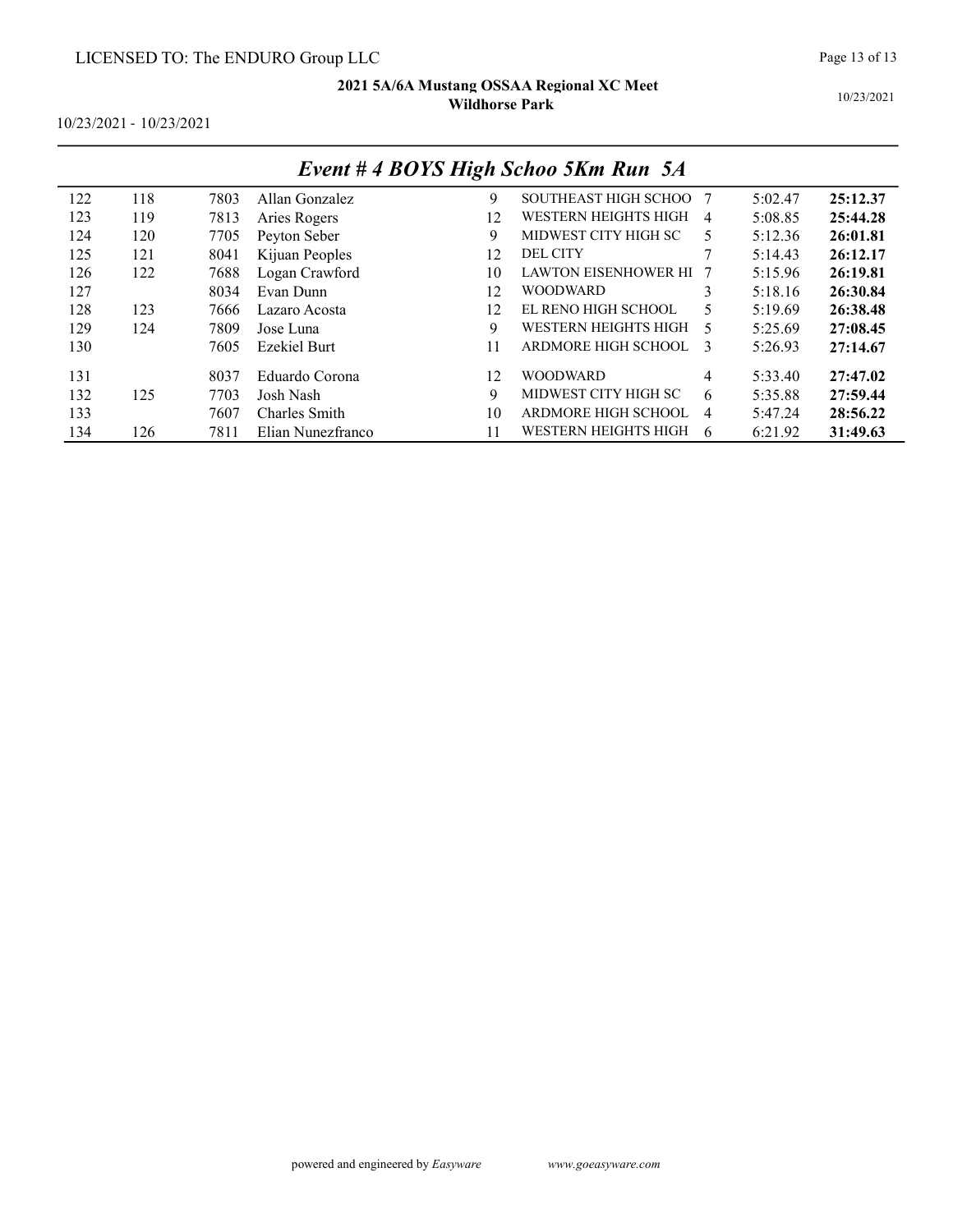## Event # 4 BOYS High Schoo 5Km Run 5A

| | | | | | | | | |
|---|---|---|---|---|---|---|---|---|
| 122 | 118 | 7803 | Allan Gonzalez | 9 | SOUTHEAST HIGH SCHOO | 7 | 5:02.47 | **25:12.37** |
| 123 | 119 | 7813 | Aries Rogers | 12 | WESTERN HEIGHTS HIGH | 4 | 5:08.85 | **25:44.28** |
| 124 | 120 | 7705 | Peyton Seber | 9 | MIDWEST CITY HIGH SC | 5 | 5:12.36 | **26:01.81** |
| 125 | 121 | 8041 | Kijuan Peoples | 12 | DEL CITY | 7 | 5:14.43 | **26:12.17** |
| 126 | 122 | 7688 | Logan Crawford | 10 | LAWTON EISENHOWER HI | 7 | 5:15.96 | **26:19.81** |
| 127 | | 8034 | Evan Dunn | 12 | WOODWARD | 3 | 5:18.16 | **26:30.84** |
| 128 | 123 | 7666 | Lazaro Acosta | 12 | EL RENO HIGH SCHOOL | 5 | 5:19.69 | **26:38.48** |
| 129 | 124 | 7809 | Jose Luna | 9 | WESTERN HEIGHTS HIGH | 5 | 5:25.69 | **27:08.45** |
| 130 | | 7605 | Ezekiel Burt | 11 | ARDMORE HIGH SCHOOL | 3 | 5:26.93 | **27:14.67** |
| 131 | | 8037 | Eduardo Corona | 12 | WOODWARD | 4 | 5:33.40 | **27:47.02** |
| 132 | 125 | 7703 | Josh Nash | 9 | MIDWEST CITY HIGH SC | 6 | 5:35.88 | **27:59.44** |
| 133 | | 7607 | Charles Smith | 10 | ARDMORE HIGH SCHOOL | 4 | 5:47.24 | **28:56.22** |
| 134 | 126 | 7811 | Elian Nunezfranco | 11 | WESTERN HEIGHTS HIGH | 6 | 6:21.92 | **31:49.63** |